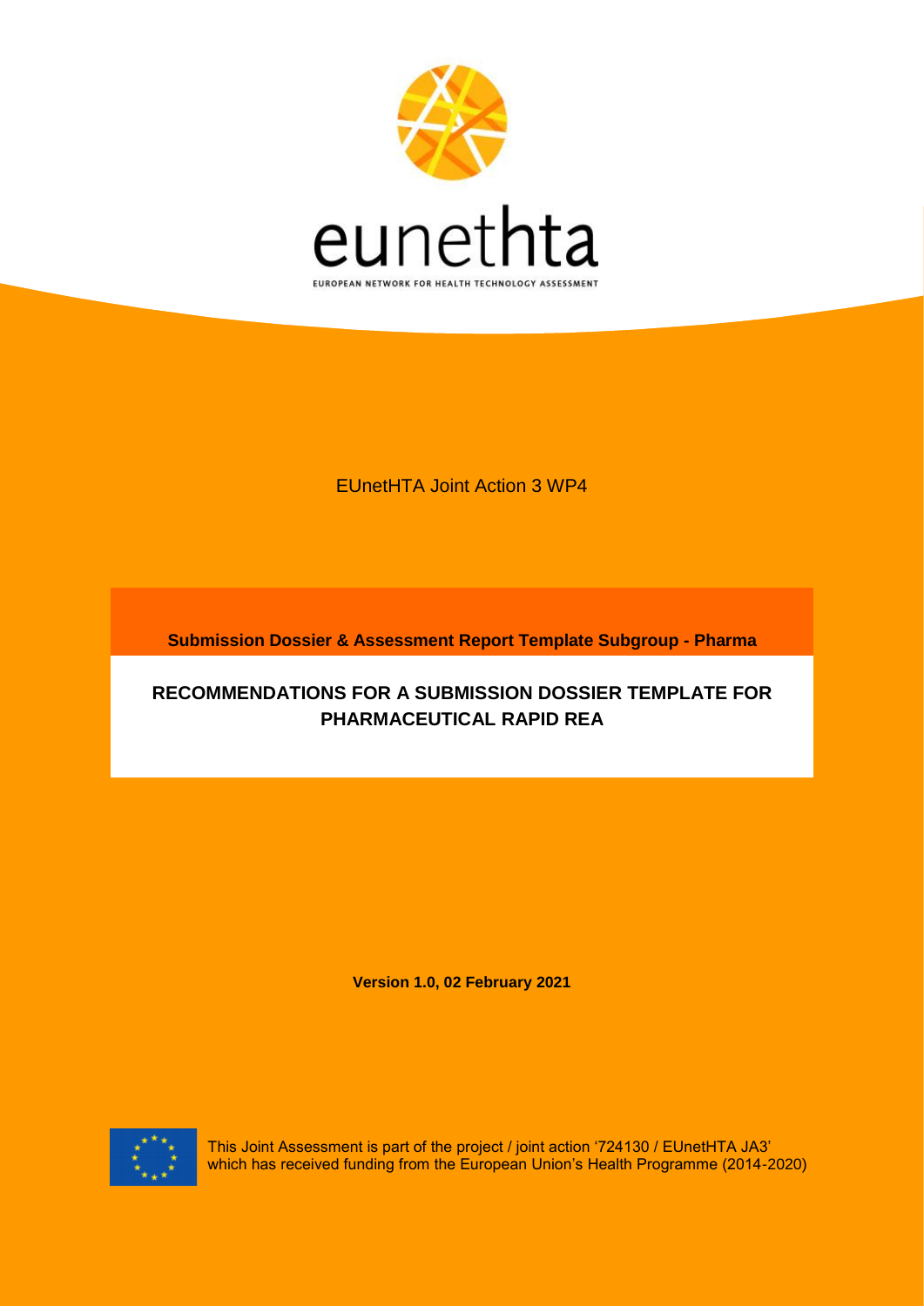eunethta

EUROPEAN NETWORK FOR HEALTH TECHNOLOGY ASSESSMENT

EUnetHTA Joint Action 3 WP4

**Submission Dossier & Assessment Report Template Subgroup - Pharma**

# RECOMMENDATIONS FOR A SUBMISSION DOSSIER TEMPLATE FOR PHARMACEUTICAL RAPID REA

**Version 1.0, 02 February 2021**

This Joint Assessment is part of the project / joint action '724130 / EUnetHTA JA3' which has received funding from the European Union's Health Programme (2014-2020)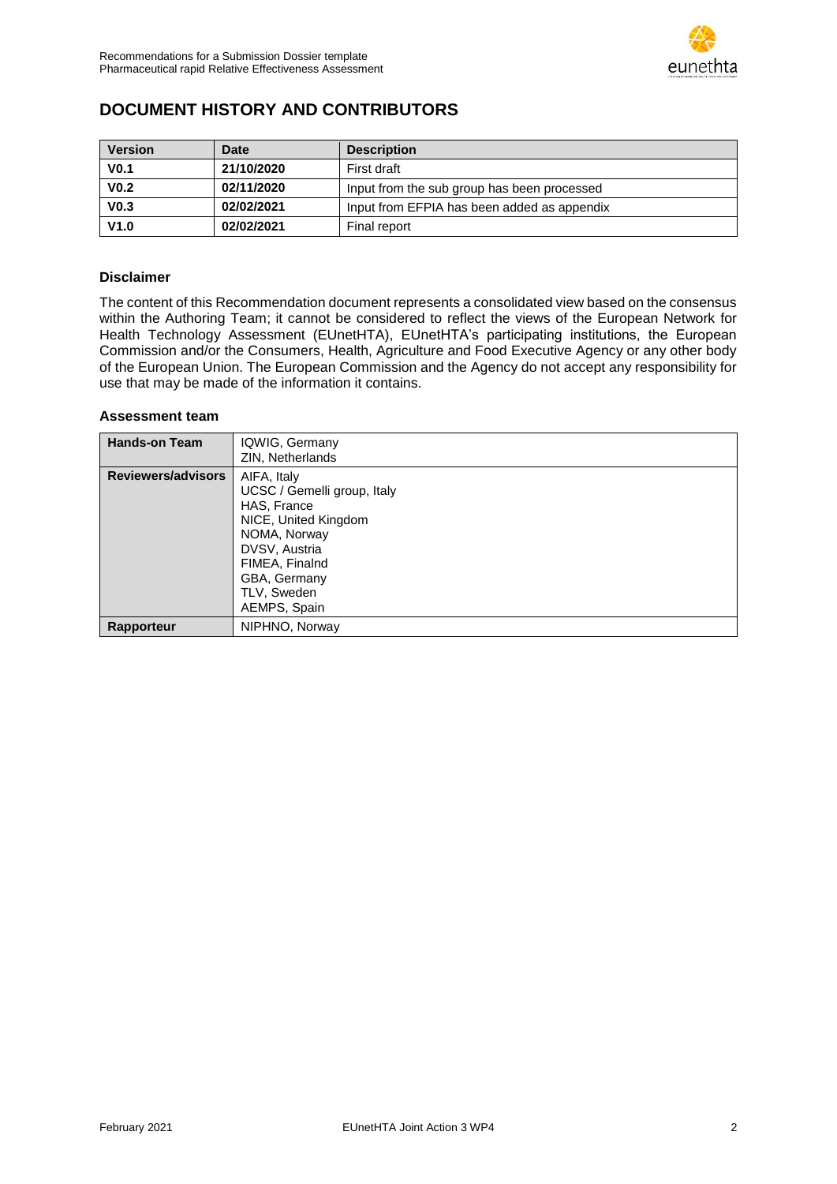## DOCUMENT HISTORY AND CONTRIBUTORS

| Version | Date | Description |
|---|---|---|
| **V0.1** | **21/10/2020** | First draft |
| **V0.2** | **02/11/2020** | Input from the sub group has been processed |
| **V0.3** | **02/02/2021** | Input from EFPIA has been added as appendix |
| **V1.0** | **02/02/2021** | Final report |

### Disclaimer

The content of this Recommendation document represents a consolidated view based on the consensus within the Authoring Team; it cannot be considered to reflect the views of the European Network for Health Technology Assessment (EUnetHTA), EUnetHTA's participating institutions, the European Commission and/or the Consumers, Health, Agriculture and Food Executive Agency or any other body of the European Union. The European Commission and the Agency do not accept any responsibility for use that may be made of the information it contains.

### Assessment team

| | |
|---|---|
| **Hands-on Team** | IQWIG, Germany<br>ZIN, Netherlands |
| **Reviewers/advisors** | AIFA, Italy<br>UCSC / Gemelli group, Italy<br>HAS, France<br>NICE, United Kingdom<br>NOMA, Norway<br>DVSV, Austria<br>FIMEA, Finalnd<br>GBA, Germany<br>TLV, Sweden<br>AEMPS, Spain |
| **Rapporteur** | NIPHNO, Norway |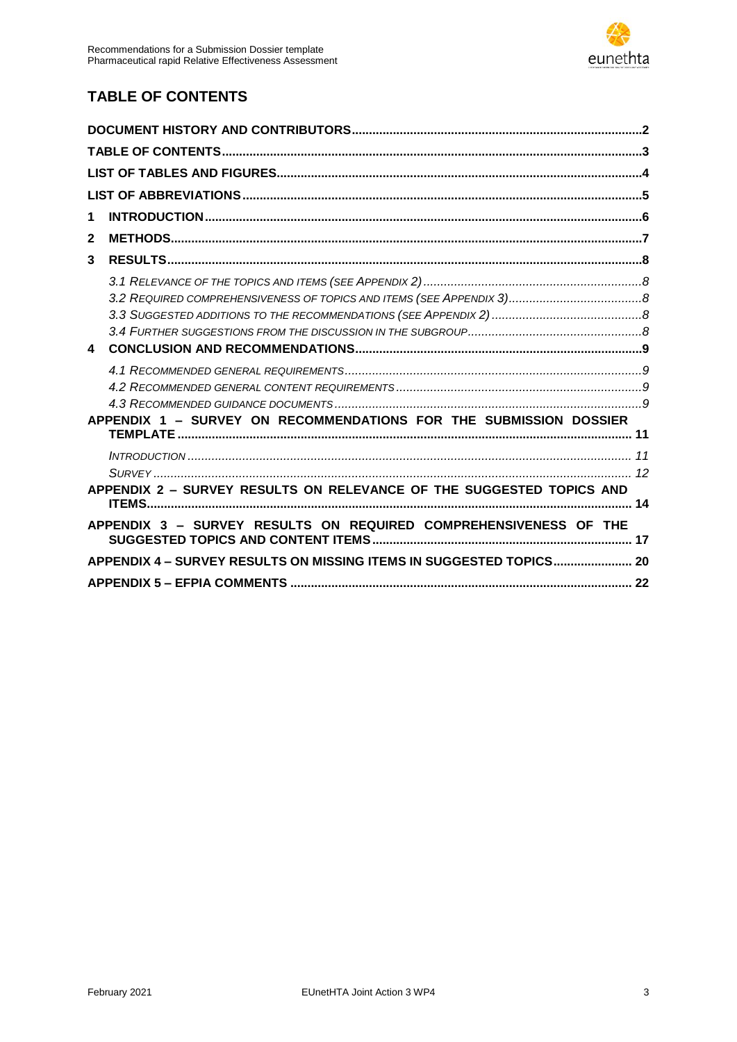## TABLE OF CONTENTS

**DOCUMENT HISTORY AND CONTRIBUTORS** ....................................... 2

**TABLE OF CONTENTS** ....................................... 3

**LIST OF TABLES AND FIGURES** ....................................... 4

**LIST OF ABBREVIATIONS** ....................................... 5

**1 INTRODUCTION** ....................................... 6

**2 METHODS** ....................................... 7

**3 RESULTS** ....................................... 8

- *3.1 Relevance of the topics and items (see Appendix 2)* ....................................... 8
- *3.2 Required comprehensiveness of topics and items (see Appendix 3)* ....................................... 8
- *3.3 Suggested additions to the recommendations (see Appendix 2)* ....................................... 8
- *3.4 Further suggestions from the discussion in the subgroup* ....................................... 8

**4 CONCLUSION AND RECOMMENDATIONS** ....................................... 9

- *4.1 Recommended general requirements* ....................................... 9
- *4.2 Recommended general content requirements* ....................................... 9
- *4.3 Recommended guidance documents* ....................................... 9

**APPENDIX 1 – SURVEY ON RECOMMENDATIONS FOR THE SUBMISSION DOSSIER TEMPLATE** ....................................... 11

- *Introduction* ....................................... 11
- *Survey* ....................................... 12

**APPENDIX 2 – SURVEY RESULTS ON RELEVANCE OF THE SUGGESTED TOPICS AND ITEMS** ....................................... 14

**APPENDIX 3 – SURVEY RESULTS ON REQUIRED COMPREHENSIVENESS OF THE SUGGESTED TOPICS AND CONTENT ITEMS** ....................................... 17

**APPENDIX 4 – SURVEY RESULTS ON MISSING ITEMS IN SUGGESTED TOPICS** ....................................... 20

**APPENDIX 5 – EFPIA COMMENTS** ....................................... 22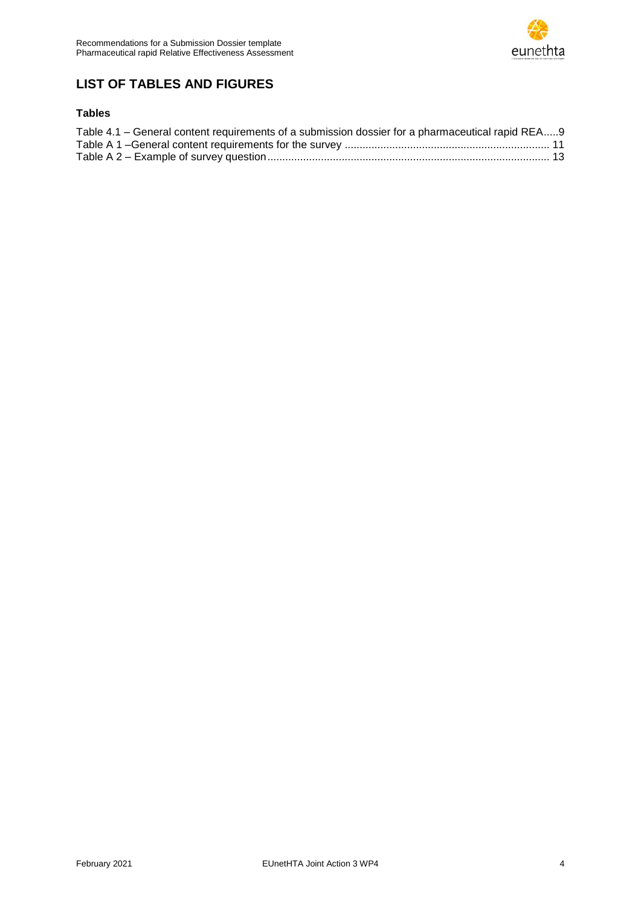## LIST OF TABLES AND FIGURES

### Tables

Table 4.1 – General content requirements of a submission dossier for a pharmaceutical rapid REA.....9
Table A 1 –General content requirements for the survey .................................................................... 11
Table A 2 – Example of survey question.............................................................................................. 13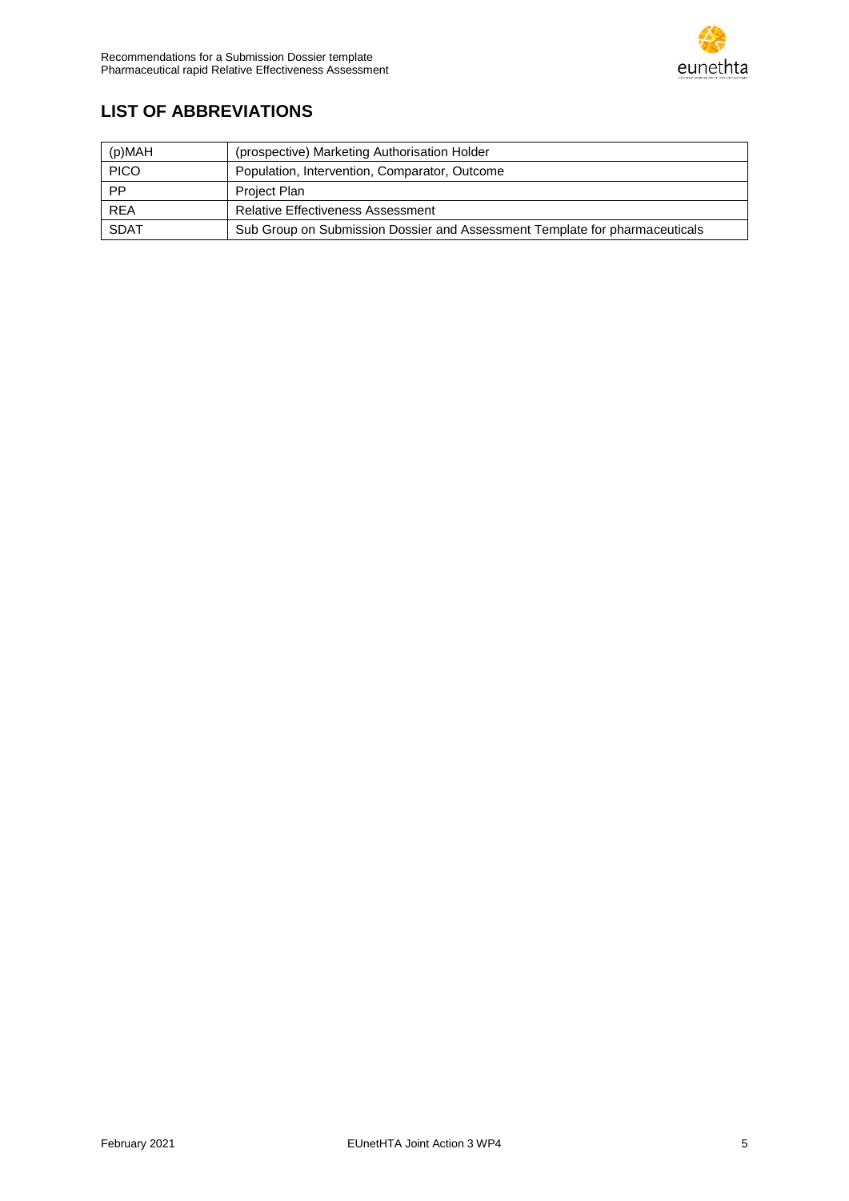## LIST OF ABBREVIATIONS

| | |
|---|---|
| (p)MAH | (prospective) Marketing Authorisation Holder |
| PICO | Population, Intervention, Comparator, Outcome |
| PP | Project Plan |
| REA | Relative Effectiveness Assessment |
| SDAT | Sub Group on Submission Dossier and Assessment Template for pharmaceuticals |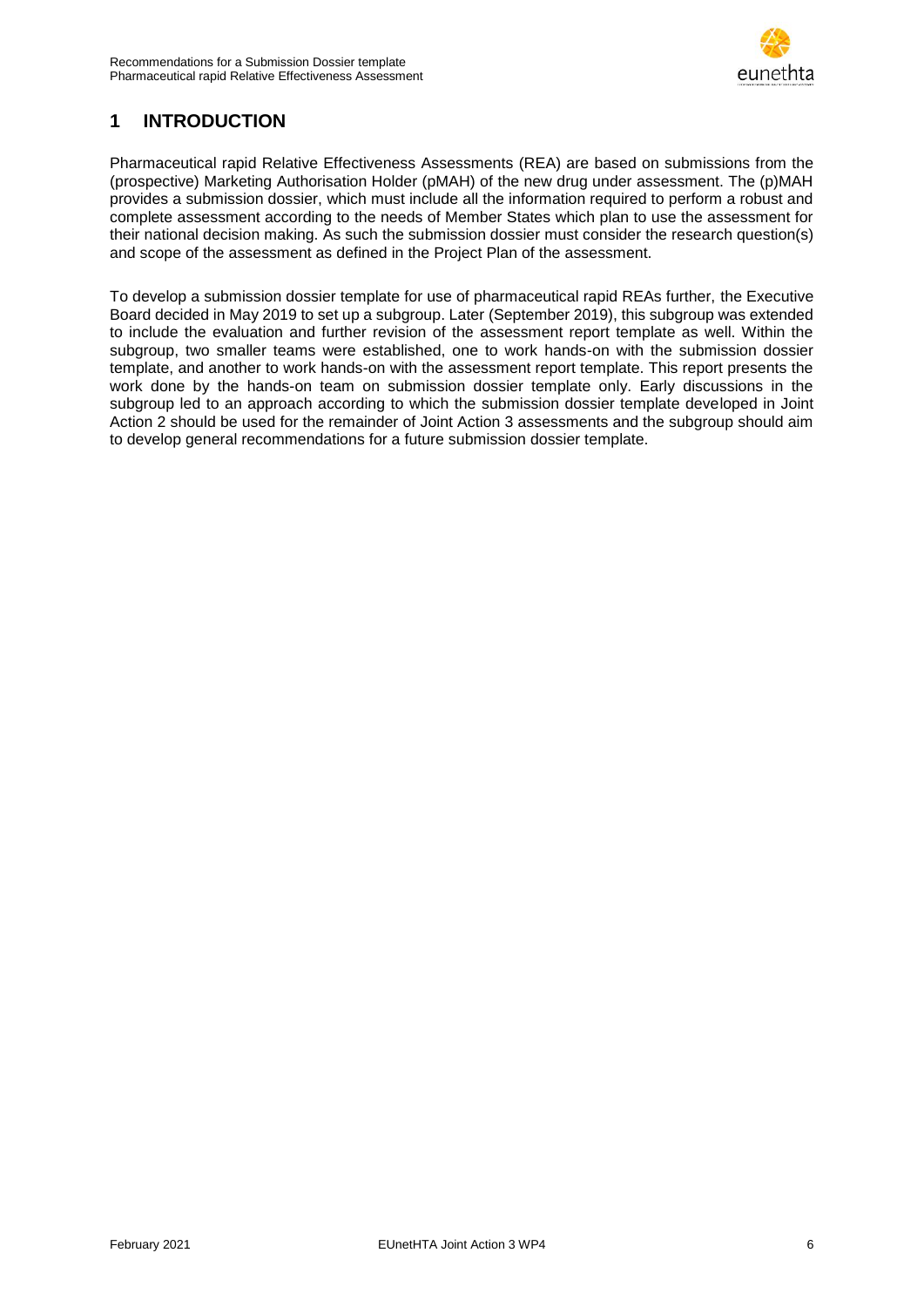# 1 INTRODUCTION

Pharmaceutical rapid Relative Effectiveness Assessments (REA) are based on submissions from the (prospective) Marketing Authorisation Holder (pMAH) of the new drug under assessment. The (p)MAH provides a submission dossier, which must include all the information required to perform a robust and complete assessment according to the needs of Member States which plan to use the assessment for their national decision making. As such the submission dossier must consider the research question(s) and scope of the assessment as defined in the Project Plan of the assessment.

To develop a submission dossier template for use of pharmaceutical rapid REAs further, the Executive Board decided in May 2019 to set up a subgroup. Later (September 2019), this subgroup was extended to include the evaluation and further revision of the assessment report template as well. Within the subgroup, two smaller teams were established, one to work hands-on with the submission dossier template, and another to work hands-on with the assessment report template. This report presents the work done by the hands-on team on submission dossier template only. Early discussions in the subgroup led to an approach according to which the submission dossier template developed in Joint Action 2 should be used for the remainder of Joint Action 3 assessments and the subgroup should aim to develop general recommendations for a future submission dossier template.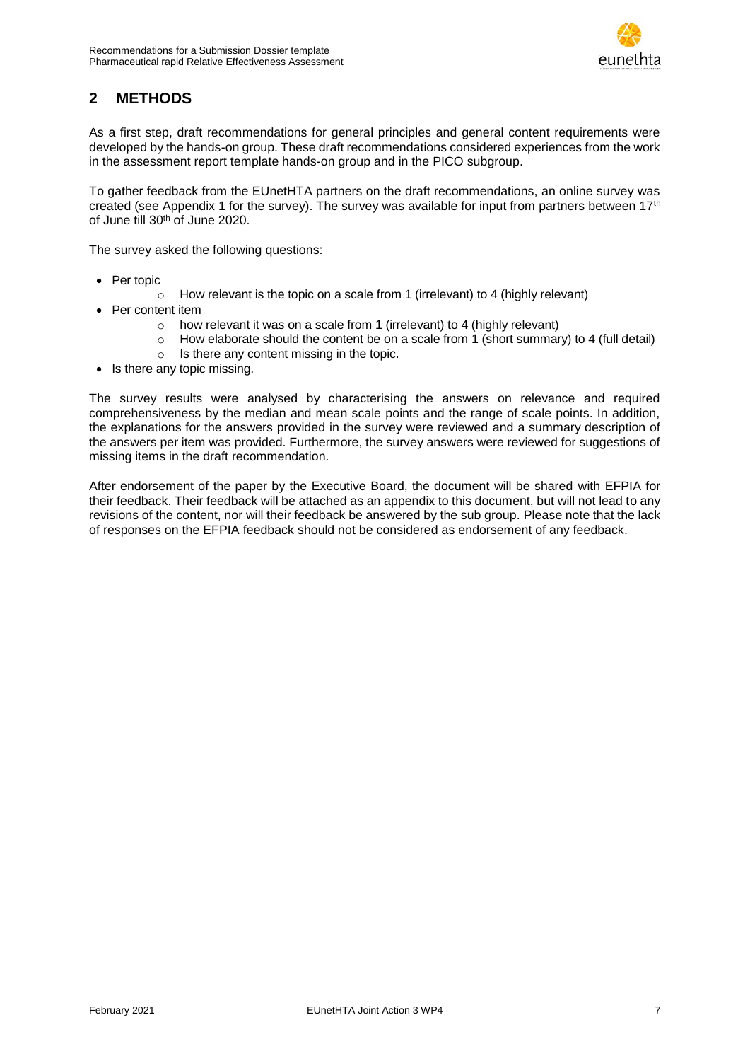## 2 METHODS

As a first step, draft recommendations for general principles and general content requirements were developed by the hands-on group. These draft recommendations considered experiences from the work in the assessment report template hands-on group and in the PICO subgroup.

To gather feedback from the EUnetHTA partners on the draft recommendations, an online survey was created (see Appendix 1 for the survey). The survey was available for input from partners between 17th of June till 30th of June 2020.

The survey asked the following questions:

- Per topic
  - How relevant is the topic on a scale from 1 (irrelevant) to 4 (highly relevant)
- Per content item
  - how relevant it was on a scale from 1 (irrelevant) to 4 (highly relevant)
  - How elaborate should the content be on a scale from 1 (short summary) to 4 (full detail)
  - Is there any content missing in the topic.
- Is there any topic missing.

The survey results were analysed by characterising the answers on relevance and required comprehensiveness by the median and mean scale points and the range of scale points. In addition, the explanations for the answers provided in the survey were reviewed and a summary description of the answers per item was provided. Furthermore, the survey answers were reviewed for suggestions of missing items in the draft recommendation.

After endorsement of the paper by the Executive Board, the document will be shared with EFPIA for their feedback. Their feedback will be attached as an appendix to this document, but will not lead to any revisions of the content, nor will their feedback be answered by the sub group. Please note that the lack of responses on the EFPIA feedback should not be considered as endorsement of any feedback.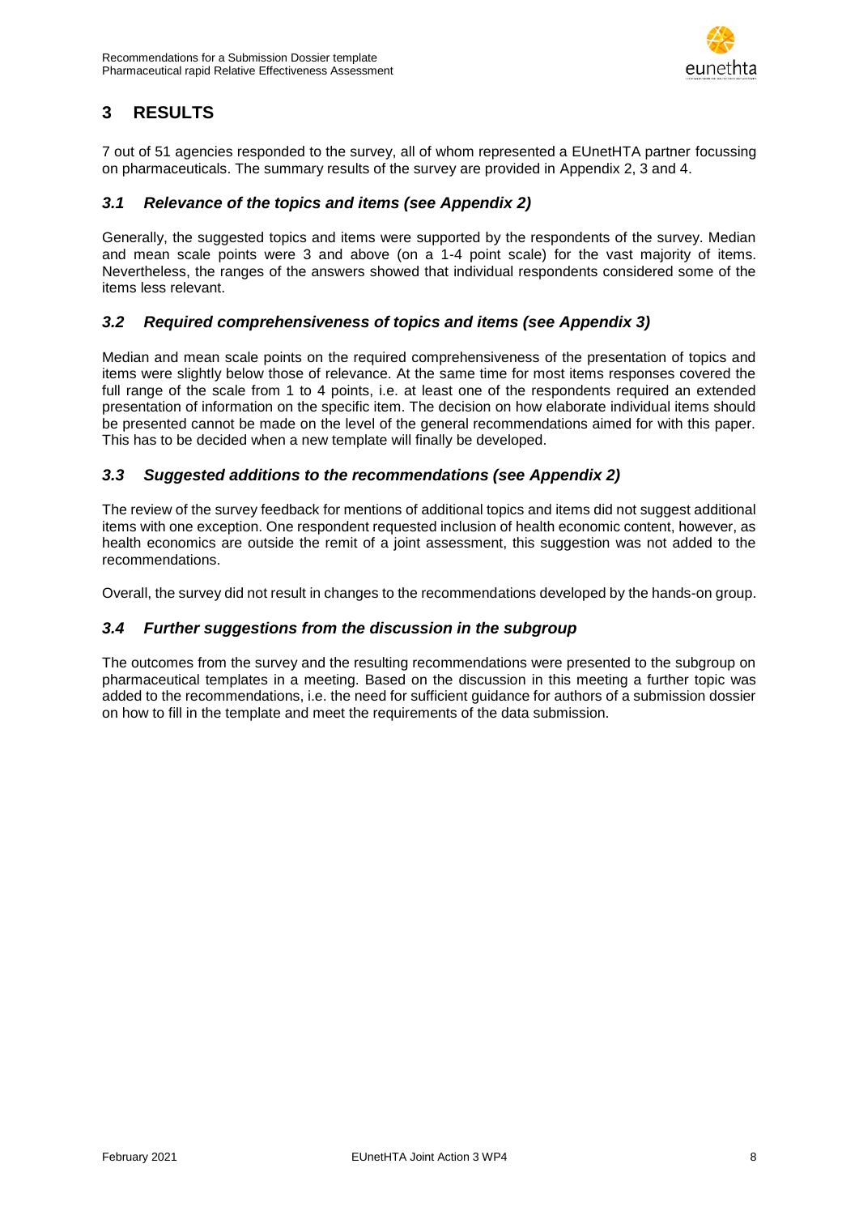# 3 RESULTS

7 out of 51 agencies responded to the survey, all of whom represented a EUnetHTA partner focussing on pharmaceuticals. The summary results of the survey are provided in Appendix 2, 3 and 4.

## *3.1 Relevance of the topics and items (see Appendix 2)*

Generally, the suggested topics and items were supported by the respondents of the survey. Median and mean scale points were 3 and above (on a 1-4 point scale) for the vast majority of items. Nevertheless, the ranges of the answers showed that individual respondents considered some of the items less relevant.

## *3.2 Required comprehensiveness of topics and items (see Appendix 3)*

Median and mean scale points on the required comprehensiveness of the presentation of topics and items were slightly below those of relevance. At the same time for most items responses covered the full range of the scale from 1 to 4 points, i.e. at least one of the respondents required an extended presentation of information on the specific item. The decision on how elaborate individual items should be presented cannot be made on the level of the general recommendations aimed for with this paper. This has to be decided when a new template will finally be developed.

## *3.3 Suggested additions to the recommendations (see Appendix 2)*

The review of the survey feedback for mentions of additional topics and items did not suggest additional items with one exception. One respondent requested inclusion of health economic content, however, as health economics are outside the remit of a joint assessment, this suggestion was not added to the recommendations.

Overall, the survey did not result in changes to the recommendations developed by the hands-on group.

## *3.4 Further suggestions from the discussion in the subgroup*

The outcomes from the survey and the resulting recommendations were presented to the subgroup on pharmaceutical templates in a meeting. Based on the discussion in this meeting a further topic was added to the recommendations, i.e. the need for sufficient guidance for authors of a submission dossier on how to fill in the template and meet the requirements of the data submission.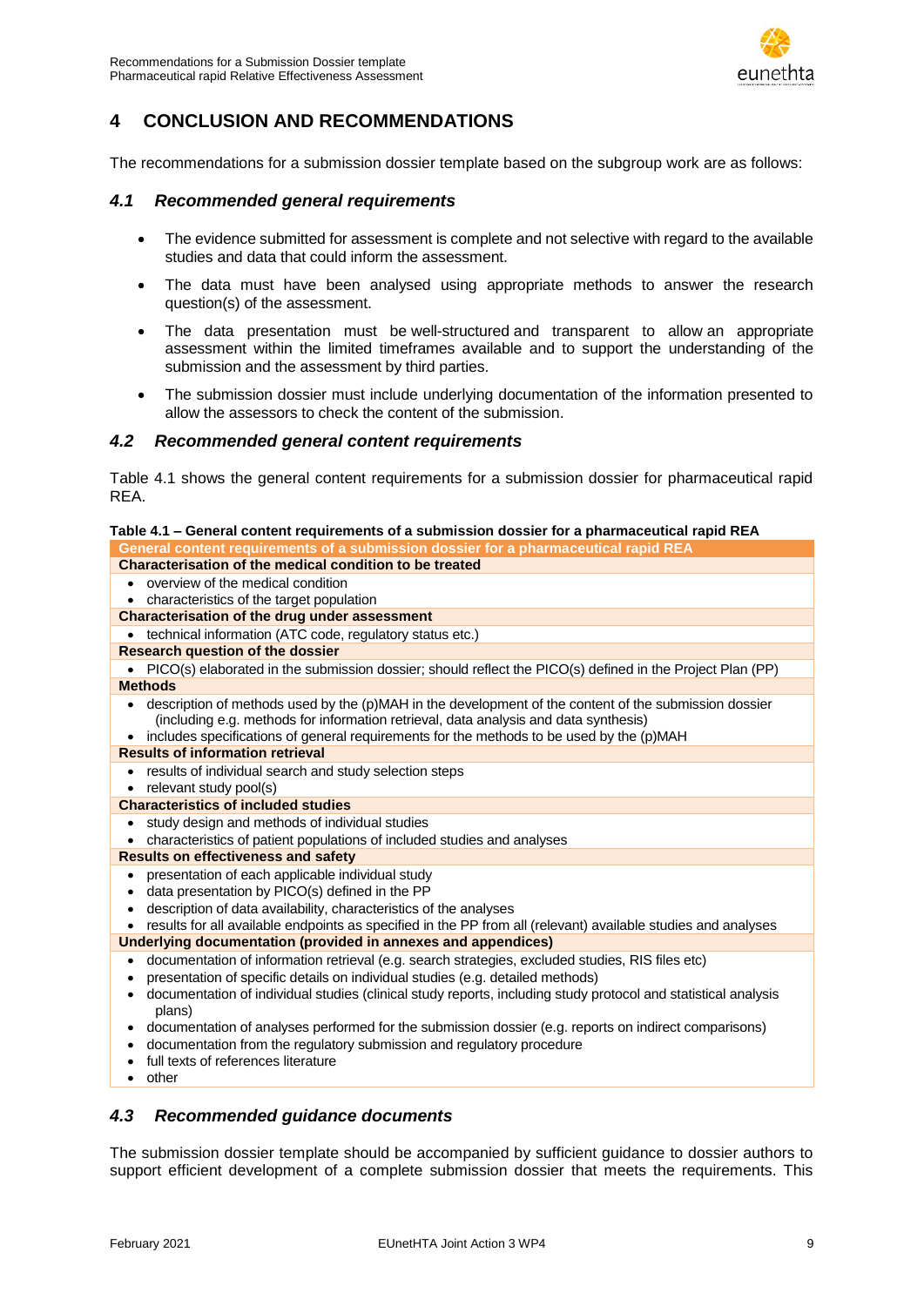# 4 CONCLUSION AND RECOMMENDATIONS

The recommendations for a submission dossier template based on the subgroup work are as follows:

## *4.1 Recommended general requirements*

- The evidence submitted for assessment is complete and not selective with regard to the available studies and data that could inform the assessment.
- The data must have been analysed using appropriate methods to answer the research question(s) of the assessment.
- The data presentation must be well-structured and transparent to allow an appropriate assessment within the limited timeframes available and to support the understanding of the submission and the assessment by third parties.
- The submission dossier must include underlying documentation of the information presented to allow the assessors to check the content of the submission.

## *4.2 Recommended general content requirements*

Table 4.1 shows the general content requirements for a submission dossier for pharmaceutical rapid REA.

**Table 4.1 – General content requirements of a submission dossier for a pharmaceutical rapid REA**

| General content requirements of a submission dossier for a pharmaceutical rapid REA |
|---|
| **Characterisation of the medical condition to be treated** |
| • overview of the medical condition<br>• characteristics of the target population |
| **Characterisation of the drug under assessment** |
| • technical information (ATC code, regulatory status etc.) |
| **Research question of the dossier** |
| • PICO(s) elaborated in the submission dossier; should reflect the PICO(s) defined in the Project Plan (PP) |
| **Methods** |
| • description of methods used by the (p)MAH in the development of the content of the submission dossier (including e.g. methods for information retrieval, data analysis and data synthesis)<br>• includes specifications of general requirements for the methods to be used by the (p)MAH |
| **Results of information retrieval** |
| • results of individual search and study selection steps<br>• relevant study pool(s) |
| **Characteristics of included studies** |
| • study design and methods of individual studies<br>• characteristics of patient populations of included studies and analyses |
| **Results on effectiveness and safety** |
| • presentation of each applicable individual study<br>• data presentation by PICO(s) defined in the PP<br>• description of data availability, characteristics of the analyses<br>• results for all available endpoints as specified in the PP from all (relevant) available studies and analyses |
| **Underlying documentation (provided in annexes and appendices)** |
| • documentation of information retrieval (e.g. search strategies, excluded studies, RIS files etc)<br>• presentation of specific details on individual studies (e.g. detailed methods)<br>• documentation of individual studies (clinical study reports, including study protocol and statistical analysis plans)<br>• documentation of analyses performed for the submission dossier (e.g. reports on indirect comparisons)<br>• documentation from the regulatory submission and regulatory procedure<br>• full texts of references literature<br>• other |

## *4.3 Recommended guidance documents*

The submission dossier template should be accompanied by sufficient guidance to dossier authors to support efficient development of a complete submission dossier that meets the requirements. This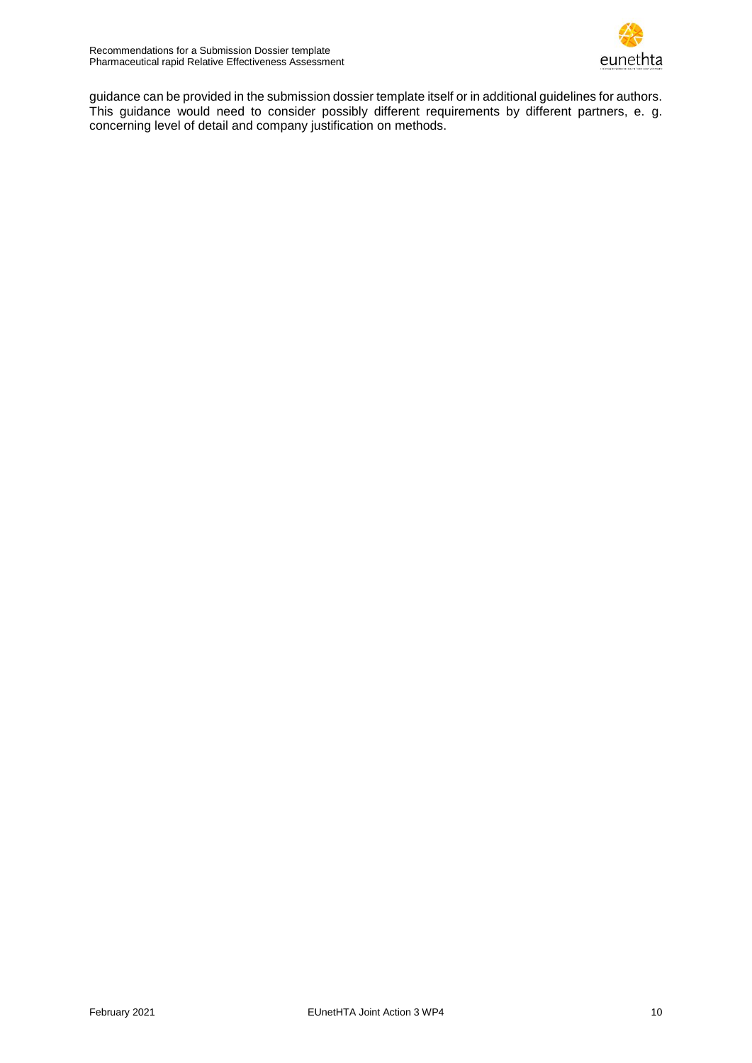guidance can be provided in the submission dossier template itself or in additional guidelines for authors. This guidance would need to consider possibly different requirements by different partners, e. g. concerning level of detail and company justification on methods.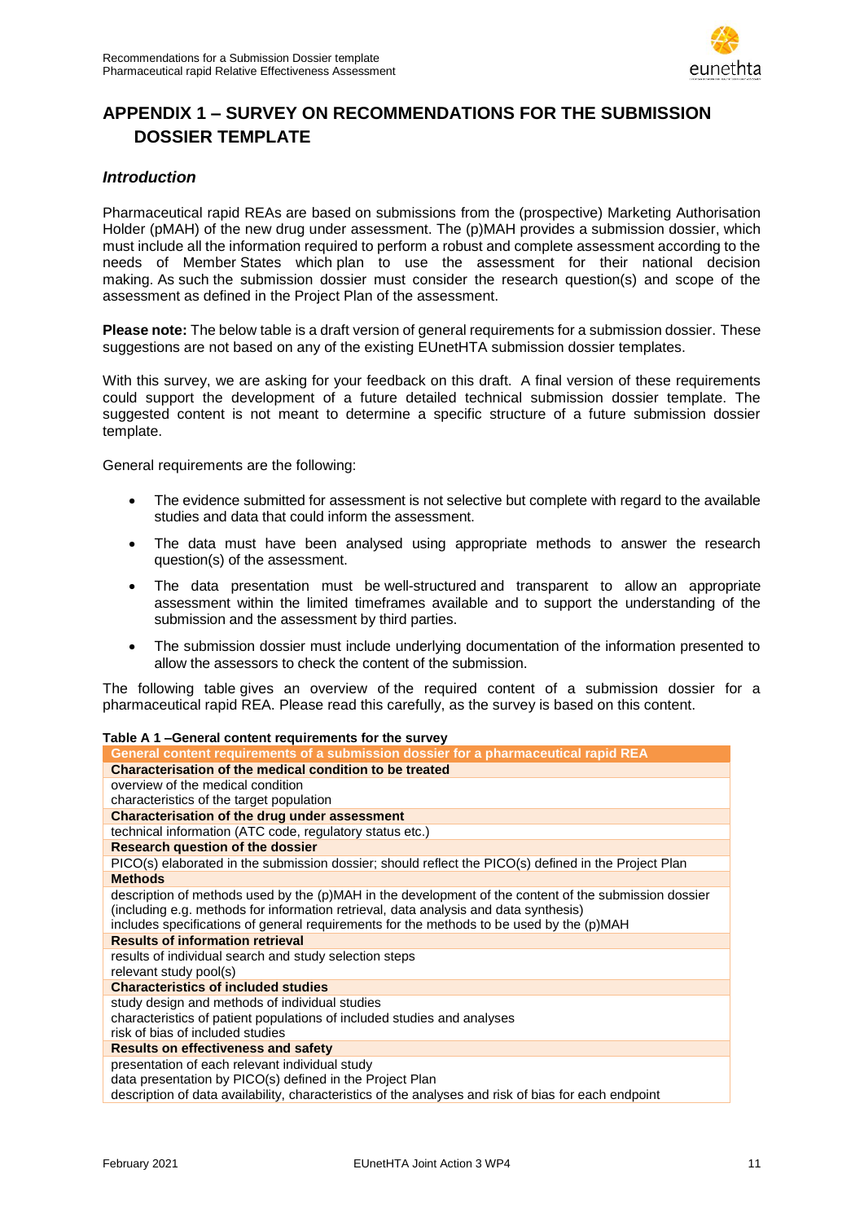# APPENDIX 1 – SURVEY ON RECOMMENDATIONS FOR THE SUBMISSION DOSSIER TEMPLATE

### *Introduction*

Pharmaceutical rapid REAs are based on submissions from the (prospective) Marketing Authorisation Holder (pMAH) of the new drug under assessment. The (p)MAH provides a submission dossier, which must include all the information required to perform a robust and complete assessment according to the needs of Member States which plan to use the assessment for their national decision making. As such the submission dossier must consider the research question(s) and scope of the assessment as defined in the Project Plan of the assessment.

**Please note:** The below table is a draft version of general requirements for a submission dossier. These suggestions are not based on any of the existing EUnetHTA submission dossier templates.

With this survey, we are asking for your feedback on this draft. A final version of these requirements could support the development of a future detailed technical submission dossier template. The suggested content is not meant to determine a specific structure of a future submission dossier template.

General requirements are the following:

- The evidence submitted for assessment is not selective but complete with regard to the available studies and data that could inform the assessment.
- The data must have been analysed using appropriate methods to answer the research question(s) of the assessment.
- The data presentation must be well-structured and transparent to allow an appropriate assessment within the limited timeframes available and to support the understanding of the submission and the assessment by third parties.
- The submission dossier must include underlying documentation of the information presented to allow the assessors to check the content of the submission.

The following table gives an overview of the required content of a submission dossier for a pharmaceutical rapid REA. Please read this carefully, as the survey is based on this content.

**Table A 1 –General content requirements for the survey**

| General content requirements of a submission dossier for a pharmaceutical rapid REA |
|---|
| **Characterisation of the medical condition to be treated** |
| overview of the medical condition<br>characteristics of the target population |
| **Characterisation of the drug under assessment** |
| technical information (ATC code, regulatory status etc.) |
| **Research question of the dossier** |
| PICO(s) elaborated in the submission dossier; should reflect the PICO(s) defined in the Project Plan |
| **Methods** |
| description of methods used by the (p)MAH in the development of the content of the submission dossier (including e.g. methods for information retrieval, data analysis and data synthesis)<br>includes specifications of general requirements for the methods to be used by the (p)MAH |
| **Results of information retrieval** |
| results of individual search and study selection steps<br>relevant study pool(s) |
| **Characteristics of included studies** |
| study design and methods of individual studies<br>characteristics of patient populations of included studies and analyses<br>risk of bias of included studies |
| **Results on effectiveness and safety** |
| presentation of each relevant individual study<br>data presentation by PICO(s) defined in the Project Plan<br>description of data availability, characteristics of the analyses and risk of bias for each endpoint |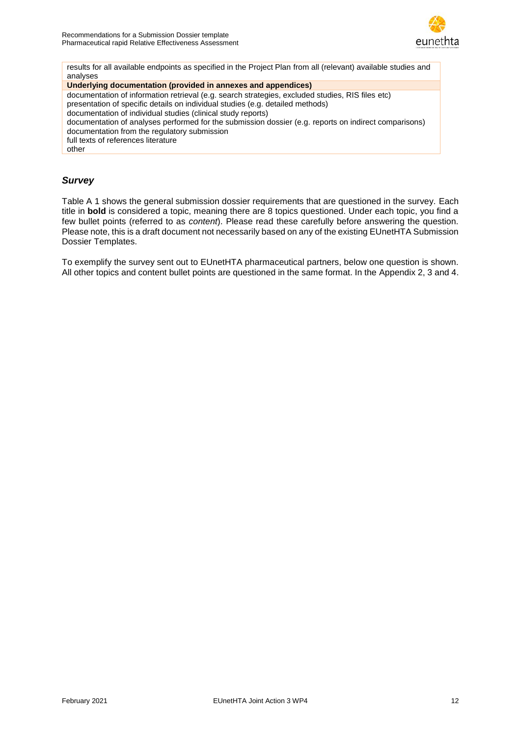| results for all available endpoints as specified in the Project Plan from all (relevant) available studies and analyses |
| --- |
| **Underlying documentation (provided in annexes and appendices)** |
| documentation of information retrieval (e.g. search strategies, excluded studies, RIS files etc)<br>presentation of specific details on individual studies (e.g. detailed methods)<br>documentation of individual studies (clinical study reports)<br>documentation of analyses performed for the submission dossier (e.g. reports on indirect comparisons)<br>documentation from the regulatory submission<br>full texts of references literature<br>other |

### *Survey*

Table A 1 shows the general submission dossier requirements that are questioned in the survey. Each title in **bold** is considered a topic, meaning there are 8 topics questioned. Under each topic, you find a few bullet points (referred to as *content*). Please read these carefully before answering the question. Please note, this is a draft document not necessarily based on any of the existing EUnetHTA Submission Dossier Templates.

To exemplify the survey sent out to EUnetHTA pharmaceutical partners, below one question is shown. All other topics and content bullet points are questioned in the same format. In the Appendix 2, 3 and 4.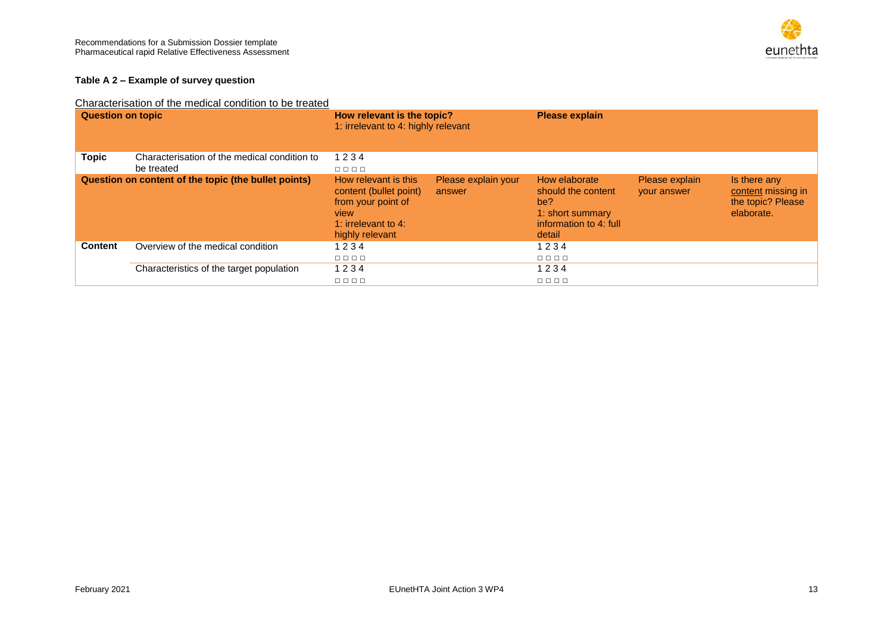**Table A 2 – Example of survey question**

Characterisation of the medical condition to be treated

| Question on topic | | How relevant is the topic?<br>1: irrelevant to 4: highly relevant | | Please explain | | |
|---|---|---|---|---|---|---|
| **Topic** | Characterisation of the medical condition to be treated | 1 2 3 4<br>☐ ☐ ☐ ☐ | | | | |
| **Question on content of the topic (the bullet points)** | | How relevant is this content (bullet point) from your point of view<br>1: irrelevant to 4: highly relevant | Please explain your answer | How elaborate should the content be?<br>1: short summary information to 4: full detail | Please explain your answer | Is there any content missing in the topic? Please elaborate. |
| **Content** | Overview of the medical condition | 1 2 3 4<br>☐ ☐ ☐ ☐ | | 1 2 3 4<br>☐ ☐ ☐ ☐ | | |
| | Characteristics of the target population | 1 2 3 4<br>☐ ☐ ☐ ☐ | | 1 2 3 4<br>☐ ☐ ☐ ☐ | | |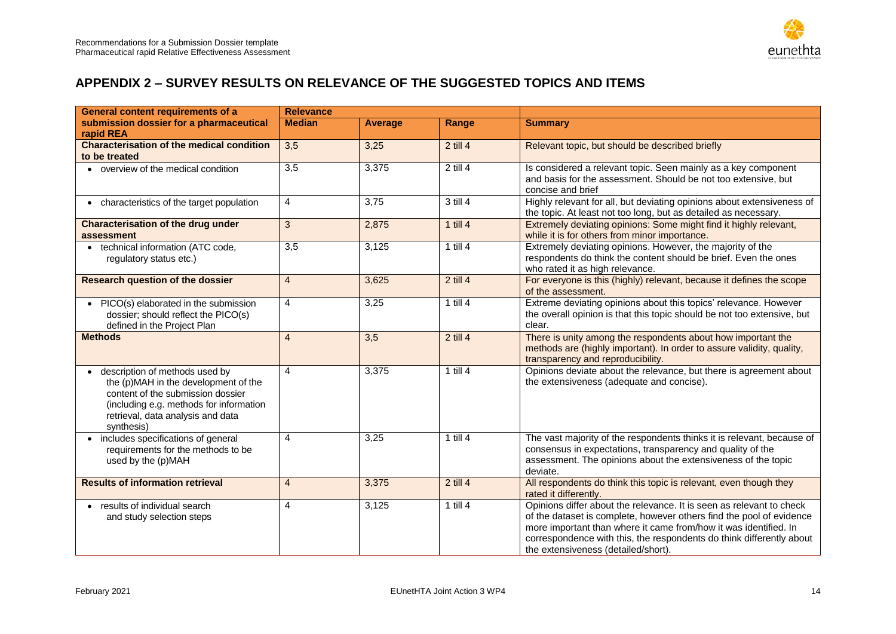## APPENDIX 2 – SURVEY RESULTS ON RELEVANCE OF THE SUGGESTED TOPICS AND ITEMS

| General content requirements of a submission dossier for a pharmaceutical rapid REA | Relevance | | | |
|---|---|---|---|---|
| | **Median** | **Average** | **Range** | **Summary** |
| **Characterisation of the medical condition to be treated** | 3,5 | 3,25 | 2 till 4 | Relevant topic, but should be described briefly |
| • overview of the medical condition | 3,5 | 3,375 | 2 till 4 | Is considered a relevant topic. Seen mainly as a key component and basis for the assessment. Should be not too extensive, but concise and brief |
| • characteristics of the target population | 4 | 3,75 | 3 till 4 | Highly relevant for all, but deviating opinions about extensiveness of the topic. At least not too long, but as detailed as necessary. |
| **Characterisation of the drug under assessment** | 3 | 2,875 | 1 till 4 | Extremely deviating opinions: Some might find it highly relevant, while it is for others from minor importance. |
| • technical information (ATC code, regulatory status etc.) | 3,5 | 3,125 | 1 till 4 | Extremely deviating opinions. However, the majority of the respondents do think the content should be brief. Even the ones who rated it as high relevance. |
| **Research question of the dossier** | 4 | 3,625 | 2 till 4 | For everyone is this (highly) relevant, because it defines the scope of the assessment. |
| • PICO(s) elaborated in the submission dossier; should reflect the PICO(s) defined in the Project Plan | 4 | 3,25 | 1 till 4 | Extreme deviating opinions about this topics' relevance. However the overall opinion is that this topic should be not too extensive, but clear. |
| **Methods** | 4 | 3,5 | 2 till 4 | There is unity among the respondents about how important the methods are (highly important). In order to assure validity, quality, transparency and reproducibility. |
| • description of methods used by the (p)MAH in the development of the content of the submission dossier (including e.g. methods for information retrieval, data analysis and data synthesis) | 4 | 3,375 | 1 till 4 | Opinions deviate about the relevance, but there is agreement about the extensiveness (adequate and concise). |
| • includes specifications of general requirements for the methods to be used by the (p)MAH | 4 | 3,25 | 1 till 4 | The vast majority of the respondents thinks it is relevant, because of consensus in expectations, transparency and quality of the assessment. The opinions about the extensiveness of the topic deviate. |
| **Results of information retrieval** | 4 | 3,375 | 2 till 4 | All respondents do think this topic is relevant, even though they rated it differently. |
| • results of individual search and study selection steps | 4 | 3,125 | 1 till 4 | Opinions differ about the relevance. It is seen as relevant to check of the dataset is complete, however others find the pool of evidence more important than where it came from/how it was identified. In correspondence with this, the respondents do think differently about the extensiveness (detailed/short). |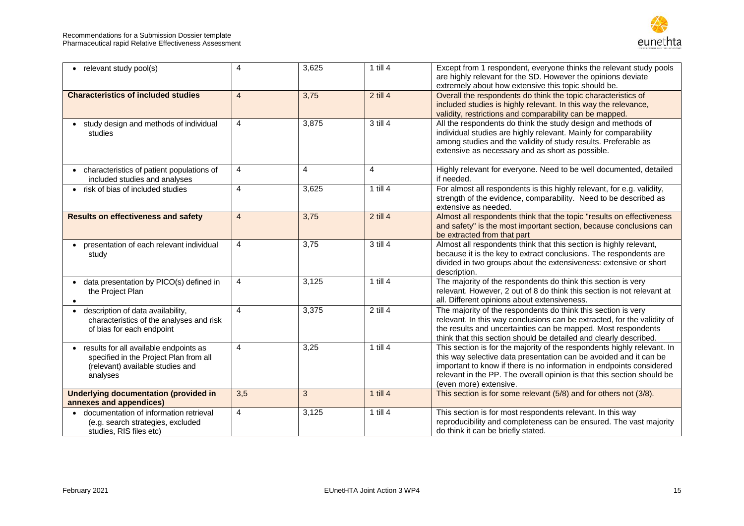| | | | | |
|---|---|---|---|---|
| • relevant study pool(s) | 4 | 3,625 | 1 till 4 | Except from 1 respondent, everyone thinks the relevant study pools are highly relevant for the SD. However the opinions deviate extremely about how extensive this topic should be. |
| **Characteristics of included studies** | 4 | 3,75 | 2 till 4 | Overall the respondents do think the topic characteristics of included studies is highly relevant. In this way the relevance, validity, restrictions and comparability can be mapped. |
| • study design and methods of individual studies | 4 | 3,875 | 3 till 4 | All the respondents do think the study design and methods of individual studies are highly relevant. Mainly for comparability among studies and the validity of study results. Preferable as extensive as necessary and as short as possible. |
| • characteristics of patient populations of included studies and analyses | 4 | 4 | 4 | Highly relevant for everyone. Need to be well documented, detailed if needed. |
| • risk of bias of included studies | 4 | 3,625 | 1 till 4 | For almost all respondents is this highly relevant, for e.g. validity, strength of the evidence, comparability. Need to be described as extensive as needed. |
| **Results on effectiveness and safety** | 4 | 3,75 | 2 till 4 | Almost all respondents think that the topic "results on effectiveness and safety" is the most important section, because conclusions can be extracted from that part |
| • presentation of each relevant individual study | 4 | 3,75 | 3 till 4 | Almost all respondents think that this section is highly relevant, because it is the key to extract conclusions. The respondents are divided in two groups about the extensiveness: extensive or short description. |
| • data presentation by PICO(s) defined in the Project Plan<br>• | 4 | 3,125 | 1 till 4 | The majority of the respondents do think this section is very relevant. However, 2 out of 8 do think this section is not relevant at all. Different opinions about extensiveness. |
| • description of data availability, characteristics of the analyses and risk of bias for each endpoint | 4 | 3,375 | 2 till 4 | The majority of the respondents do think this section is very relevant. In this way conclusions can be extracted, for the validity of the results and uncertainties can be mapped. Most respondents think that this section should be detailed and clearly described. |
| • results for all available endpoints as specified in the Project Plan from all (relevant) available studies and analyses | 4 | 3,25 | 1 till 4 | This section is for the majority of the respondents highly relevant. In this way selective data presentation can be avoided and it can be important to know if there is no information in endpoints considered relevant in the PP. The overall opinion is that this section should be (even more) extensive. |
| **Underlying documentation (provided in annexes and appendices)** | 3,5 | 3 | 1 till 4 | This section is for some relevant (5/8) and for others not (3/8). |
| • documentation of information retrieval (e.g. search strategies, excluded studies, RIS files etc) | 4 | 3,125 | 1 till 4 | This section is for most respondents relevant. In this way reproducibility and completeness can be ensured. The vast majority do think it can be briefly stated. |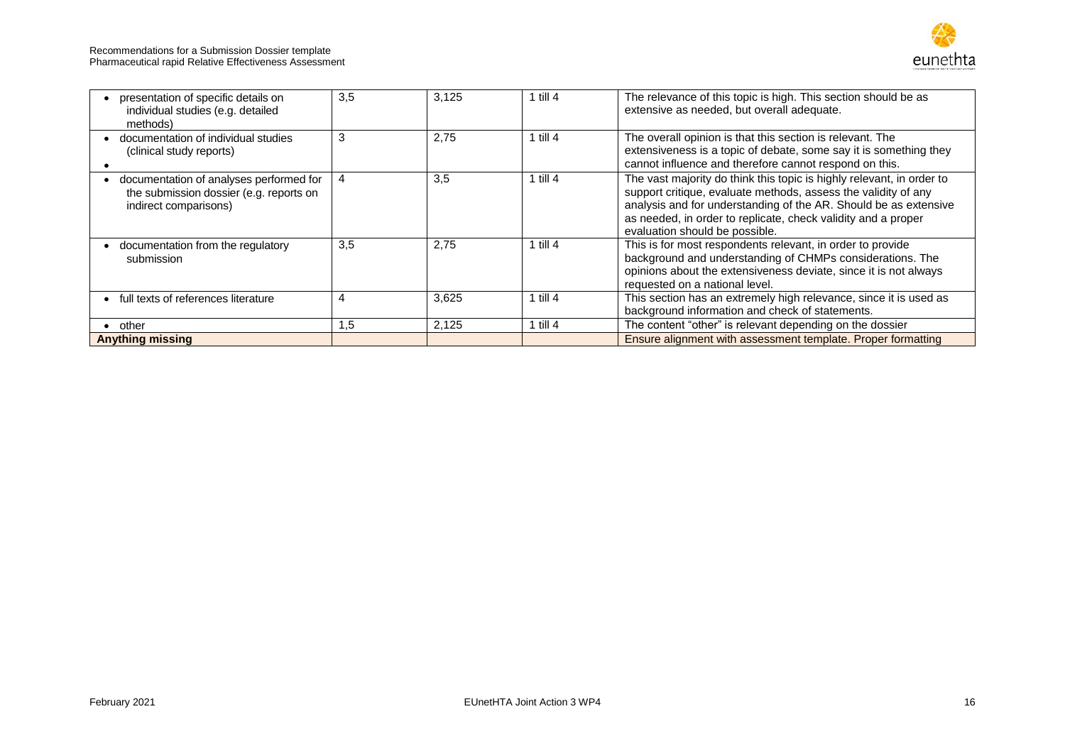| | | | | |
|---|---|---|---|---|
| • presentation of specific details on individual studies (e.g. detailed methods) | 3,5 | 3,125 | 1 till 4 | The relevance of this topic is high. This section should be as extensive as needed, but overall adequate. |
| • documentation of individual studies (clinical study reports) | 3 | 2,75 | 1 till 4 | The overall opinion is that this section is relevant. The extensiveness is a topic of debate, some say it is something they cannot influence and therefore cannot respond on this. |
| • documentation of analyses performed for the submission dossier (e.g. reports on indirect comparisons) | 4 | 3,5 | 1 till 4 | The vast majority do think this topic is highly relevant, in order to support critique, evaluate methods, assess the validity of any analysis and for understanding of the AR. Should be as extensive as needed, in order to replicate, check validity and a proper evaluation should be possible. |
| • documentation from the regulatory submission | 3,5 | 2,75 | 1 till 4 | This is for most respondents relevant, in order to provide background and understanding of CHMPs considerations. The opinions about the extensiveness deviate, since it is not always requested on a national level. |
| • full texts of references literature | 4 | 3,625 | 1 till 4 | This section has an extremely high relevance, since it is used as background information and check of statements. |
| • other | 1,5 | 2,125 | 1 till 4 | The content "other" is relevant depending on the dossier |
| **Anything missing** | | | | Ensure alignment with assessment template. Proper formatting |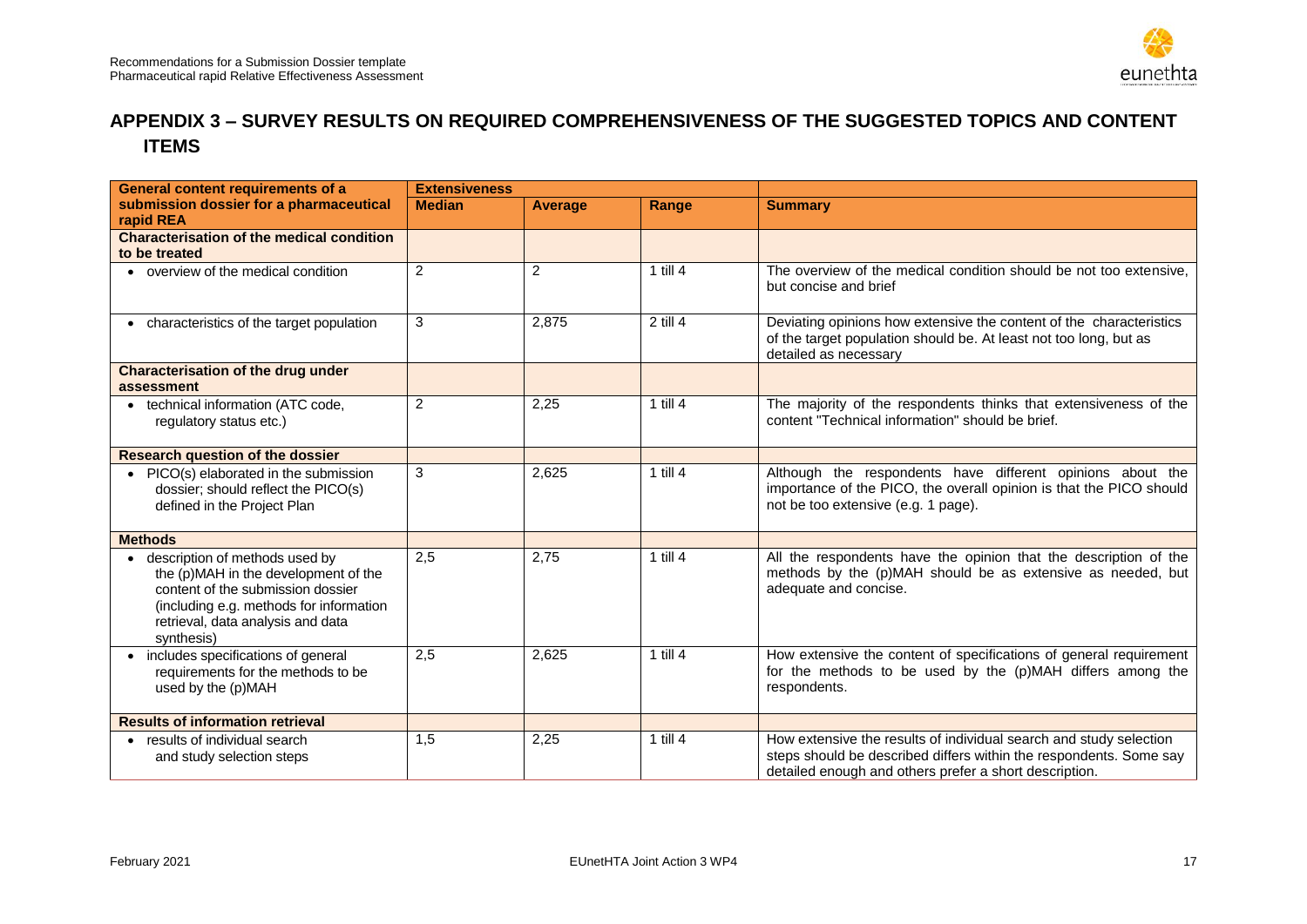## APPENDIX 3 – SURVEY RESULTS ON REQUIRED COMPREHENSIVENESS OF THE SUGGESTED TOPICS AND CONTENT ITEMS

| General content requirements of a submission dossier for a pharmaceutical rapid REA | Extensiveness | | | |
|---|---|---|---|---|
| | **Median** | **Average** | **Range** | **Summary** |
| **Characterisation of the medical condition to be treated** | | | | |
| • overview of the medical condition | 2 | 2 | 1 till 4 | The overview of the medical condition should be not too extensive, but concise and brief |
| • characteristics of the target population | 3 | 2,875 | 2 till 4 | Deviating opinions how extensive the content of the characteristics of the target population should be. At least not too long, but as detailed as necessary |
| **Characterisation of the drug under assessment** | | | | |
| • technical information (ATC code, regulatory status etc.) | 2 | 2,25 | 1 till 4 | The majority of the respondents thinks that extensiveness of the content "Technical information" should be brief. |
| **Research question of the dossier** | | | | |
| • PICO(s) elaborated in the submission dossier; should reflect the PICO(s) defined in the Project Plan | 3 | 2,625 | 1 till 4 | Although the respondents have different opinions about the importance of the PICO, the overall opinion is that the PICO should not be too extensive (e.g. 1 page). |
| **Methods** | | | | |
| • description of methods used by the (p)MAH in the development of the content of the submission dossier (including e.g. methods for information retrieval, data analysis and data synthesis) | 2,5 | 2,75 | 1 till 4 | All the respondents have the opinion that the description of the methods by the (p)MAH should be as extensive as needed, but adequate and concise. |
| • includes specifications of general requirements for the methods to be used by the (p)MAH | 2,5 | 2,625 | 1 till 4 | How extensive the content of specifications of general requirement for the methods to be used by the (p)MAH differs among the respondents. |
| **Results of information retrieval** | | | | |
| • results of individual search and study selection steps | 1,5 | 2,25 | 1 till 4 | How extensive the results of individual search and study selection steps should be described differs within the respondents. Some say detailed enough and others prefer a short description. |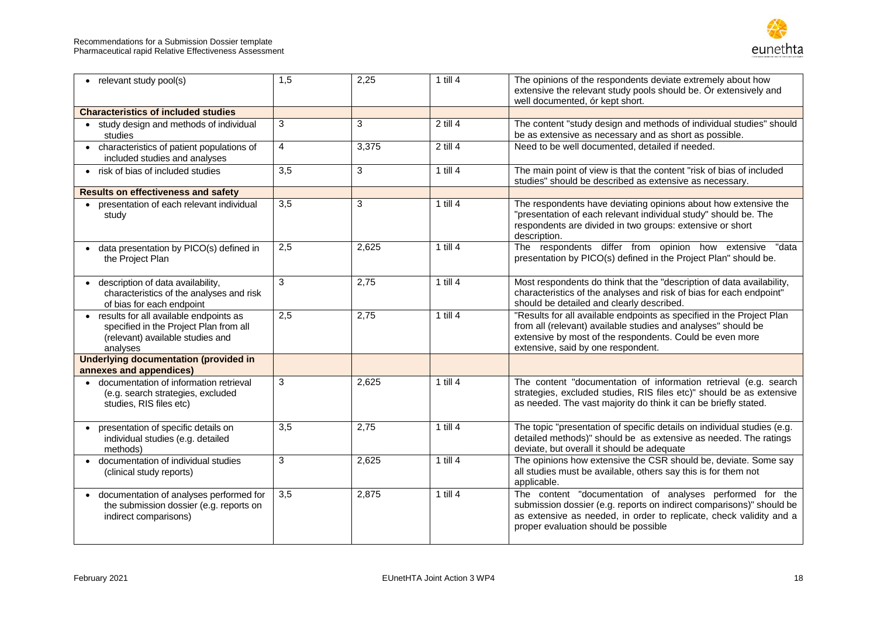| | | | | |
|---|---|---|---|---|
| • relevant study pool(s) | 1,5 | 2,25 | 1 till 4 | The opinions of the respondents deviate extremely about how extensive the relevant study pools should be. Ór extensively and well documented, ór kept short. |
| **Characteristics of included studies** | | | | |
| • study design and methods of individual studies | 3 | 3 | 2 till 4 | The content "study design and methods of individual studies" should be as extensive as necessary and as short as possible. |
| • characteristics of patient populations of included studies and analyses | 4 | 3,375 | 2 till 4 | Need to be well documented, detailed if needed. |
| • risk of bias of included studies | 3,5 | 3 | 1 till 4 | The main point of view is that the content "risk of bias of included studies" should be described as extensive as necessary. |
| **Results on effectiveness and safety** | | | | |
| • presentation of each relevant individual study | 3,5 | 3 | 1 till 4 | The respondents have deviating opinions about how extensive the "presentation of each relevant individual study" should be. The respondents are divided in two groups: extensive or short description. |
| • data presentation by PICO(s) defined in the Project Plan | 2,5 | 2,625 | 1 till 4 | The respondents differ from opinion how extensive "data presentation by PICO(s) defined in the Project Plan" should be. |
| • description of data availability, characteristics of the analyses and risk of bias for each endpoint | 3 | 2,75 | 1 till 4 | Most respondents do think that the "description of data availability, characteristics of the analyses and risk of bias for each endpoint" should be detailed and clearly described. |
| • results for all available endpoints as specified in the Project Plan from all (relevant) available studies and analyses | 2,5 | 2,75 | 1 till 4 | "Results for all available endpoints as specified in the Project Plan from all (relevant) available studies and analyses" should be extensive by most of the respondents. Could be even more extensive, said by one respondent. |
| **Underlying documentation (provided in annexes and appendices)** | | | | |
| • documentation of information retrieval (e.g. search strategies, excluded studies, RIS files etc) | 3 | 2,625 | 1 till 4 | The content "documentation of information retrieval (e.g. search strategies, excluded studies, RIS files etc)" should be as extensive as needed. The vast majority do think it can be briefly stated. |
| • presentation of specific details on individual studies (e.g. detailed methods) | 3,5 | 2,75 | 1 till 4 | The topic "presentation of specific details on individual studies (e.g. detailed methods)" should be as extensive as needed. The ratings deviate, but overall it should be adequate |
| • documentation of individual studies (clinical study reports) | 3 | 2,625 | 1 till 4 | The opinions how extensive the CSR should be, deviate. Some say all studies must be available, others say this is for them not applicable. |
| • documentation of analyses performed for the submission dossier (e.g. reports on indirect comparisons) | 3,5 | 2,875 | 1 till 4 | The content "documentation of analyses performed for the submission dossier (e.g. reports on indirect comparisons)" should be as extensive as needed, in order to replicate, check validity and a proper evaluation should be possible |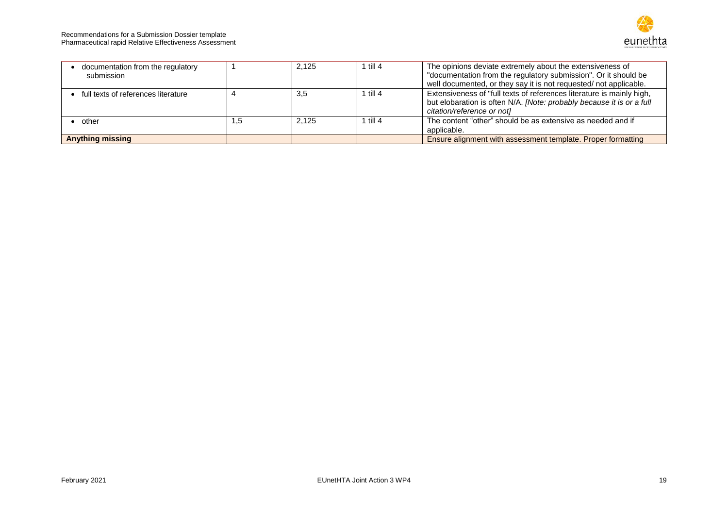| | | | | |
|---|---|---|---|---|
| • documentation from the regulatory submission | 1 | 2,125 | 1 till 4 | The opinions deviate extremely about the extensiveness of "documentation from the regulatory submission". Or it should be well documented, or they say it is not requested/ not applicable. |
| • full texts of references literature | 4 | 3,5 | 1 till 4 | Extensiveness of "full texts of references literature is mainly high, but elobaration is often N/A. *[Note: probably because it is or a full citation/reference or not]* |
| • other | 1,5 | 2,125 | 1 till 4 | The content "other" should be as extensive as needed and if applicable. |
| **Anything missing** | | | | Ensure alignment with assessment template. Proper formatting |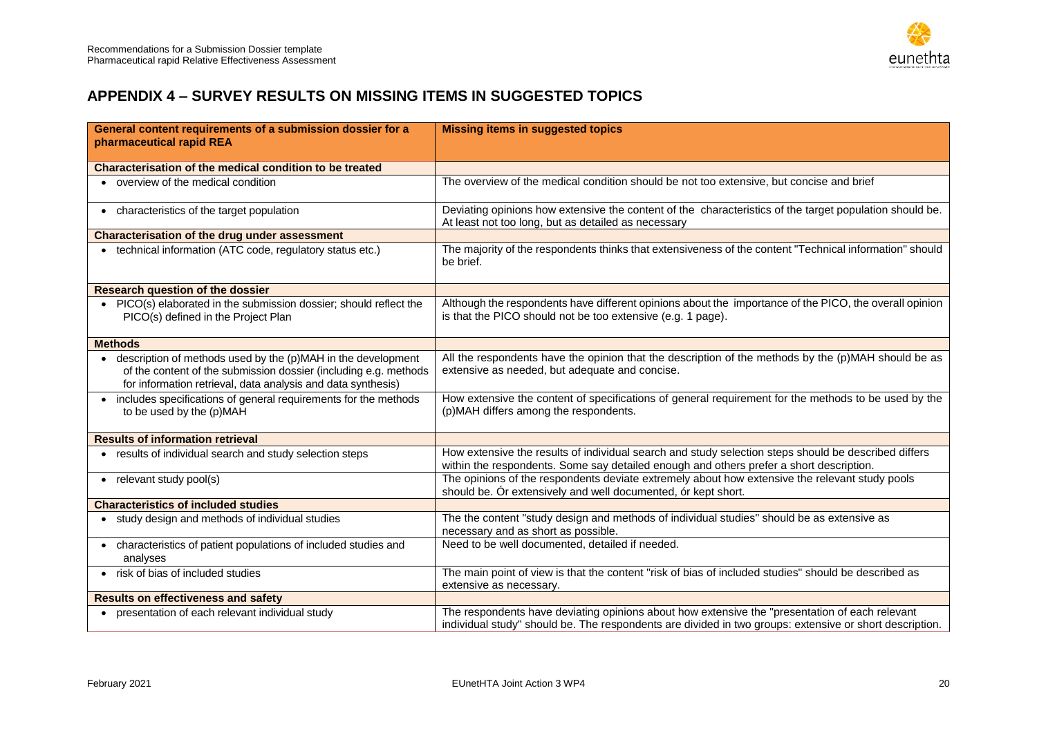## APPENDIX 4 – SURVEY RESULTS ON MISSING ITEMS IN SUGGESTED TOPICS

| General content requirements of a submission dossier for a pharmaceutical rapid REA | Missing items in suggested topics |
|---|---|
| **Characterisation of the medical condition to be treated** | |
| • overview of the medical condition | The overview of the medical condition should be not too extensive, but concise and brief |
| • characteristics of the target population | Deviating opinions how extensive the content of the characteristics of the target population should be. At least not too long, but as detailed as necessary |
| **Characterisation of the drug under assessment** | |
| • technical information (ATC code, regulatory status etc.) | The majority of the respondents thinks that extensiveness of the content "Technical information" should be brief. |
| **Research question of the dossier** | |
| • PICO(s) elaborated in the submission dossier; should reflect the PICO(s) defined in the Project Plan | Although the respondents have different opinions about the importance of the PICO, the overall opinion is that the PICO should not be too extensive (e.g. 1 page). |
| **Methods** | |
| • description of methods used by the (p)MAH in the development of the content of the submission dossier (including e.g. methods for information retrieval, data analysis and data synthesis) | All the respondents have the opinion that the description of the methods by the (p)MAH should be as extensive as needed, but adequate and concise. |
| • includes specifications of general requirements for the methods to be used by the (p)MAH | How extensive the content of specifications of general requirement for the methods to be used by the (p)MAH differs among the respondents. |
| **Results of information retrieval** | |
| • results of individual search and study selection steps | How extensive the results of individual search and study selection steps should be described differs within the respondents. Some say detailed enough and others prefer a short description. |
| • relevant study pool(s) | The opinions of the respondents deviate extremely about how extensive the relevant study pools should be. Ór extensively and well documented, ór kept short. |
| **Characteristics of included studies** | |
| • study design and methods of individual studies | The the content "study design and methods of individual studies" should be as extensive as necessary and as short as possible. |
| • characteristics of patient populations of included studies and analyses | Need to be well documented, detailed if needed. |
| • risk of bias of included studies | The main point of view is that the content "risk of bias of included studies" should be described as extensive as necessary. |
| **Results on effectiveness and safety** | |
| • presentation of each relevant individual study | The respondents have deviating opinions about how extensive the "presentation of each relevant individual study" should be. The respondents are divided in two groups: extensive or short description. |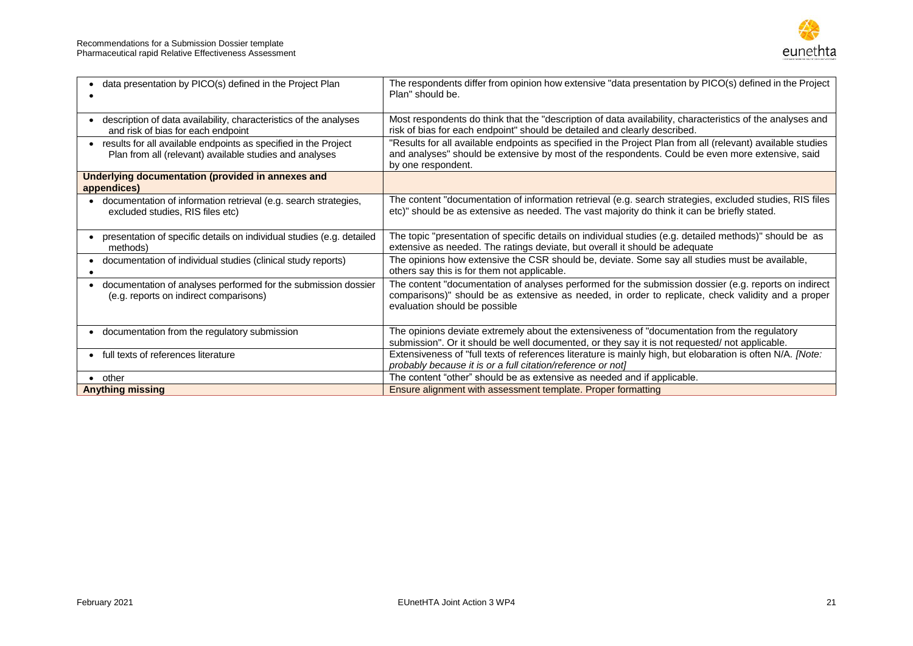| | |
|---|---|
| • data presentation by PICO(s) defined in the Project Plan<br>• | The respondents differ from opinion how extensive "data presentation by PICO(s) defined in the Project Plan" should be. |
| • description of data availability, characteristics of the analyses and risk of bias for each endpoint | Most respondents do think that the "description of data availability, characteristics of the analyses and risk of bias for each endpoint" should be detailed and clearly described. |
| • results for all available endpoints as specified in the Project Plan from all (relevant) available studies and analyses | "Results for all available endpoints as specified in the Project Plan from all (relevant) available studies and analyses" should be extensive by most of the respondents. Could be even more extensive, said by one respondent. |
| **Underlying documentation (provided in annexes and appendices)** | |
| • documentation of information retrieval (e.g. search strategies, excluded studies, RIS files etc) | The content "documentation of information retrieval (e.g. search strategies, excluded studies, RIS files etc)" should be as extensive as needed. The vast majority do think it can be briefly stated. |
| • presentation of specific details on individual studies (e.g. detailed methods) | The topic "presentation of specific details on individual studies (e.g. detailed methods)" should be as extensive as needed. The ratings deviate, but overall it should be adequate |
| • documentation of individual studies (clinical study reports)<br>• | The opinions how extensive the CSR should be, deviate. Some say all studies must be available, others say this is for them not applicable. |
| • documentation of analyses performed for the submission dossier (e.g. reports on indirect comparisons) | The content "documentation of analyses performed for the submission dossier (e.g. reports on indirect comparisons)" should be as extensive as needed, in order to replicate, check validity and a proper evaluation should be possible |
| • documentation from the regulatory submission | The opinions deviate extremely about the extensiveness of "documentation from the regulatory submission". Or it should be well documented, or they say it is not requested/ not applicable. |
| • full texts of references literature | Extensiveness of "full texts of references literature is mainly high, but elobaration is often N/A. *[Note: probably because it is or a full citation/reference or not]* |
| • other | The content "other" should be as extensive as needed and if applicable. |
| **Anything missing** | Ensure alignment with assessment template. Proper formatting |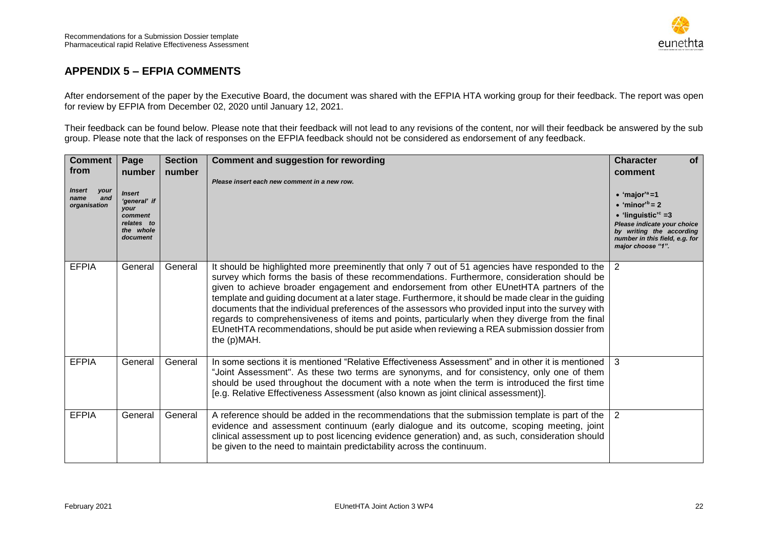## APPENDIX 5 – EFPIA COMMENTS

After endorsement of the paper by the Executive Board, the document was shared with the EFPIA HTA working group for their feedback. The report was open for review by EFPIA from December 02, 2020 until January 12, 2021.

Their feedback can be found below. Please note that their feedback will not lead to any revisions of the content, nor will their feedback be answered by the sub group. Please note that the lack of responses on the EFPIA feedback should not be considered as endorsement of any feedback.

| **Comment from** *Insert your name and organisation* | **Page number** *Insert 'general' if your comment relates to the whole document* | **Section number** | **Comment and suggestion for rewording** *Please insert each new comment in a new row.* | **Character of comment** • **'major'[a] =1** • **'minor'[b] = 2** • **'linguistic'[c] =3** *Please indicate your choice by writing the according number in this field, e.g. for major choose "1".* |
|---|---|---|---|---|
| EFPIA | General | General | It should be highlighted more preeminently that only 7 out of 51 agencies have responded to the survey which forms the basis of these recommendations. Furthermore, consideration should be given to achieve broader engagement and endorsement from other EUnetHTA partners of the template and guiding document at a later stage. Furthermore, it should be made clear in the guiding documents that the individual preferences of the assessors who provided input into the survey with regards to comprehensiveness of items and points, particularly when they diverge from the final EUnetHTA recommendations, should be put aside when reviewing a REA submission dossier from the (p)MAH. | 2 |
| EFPIA | General | General | In some sections it is mentioned "Relative Effectiveness Assessment" and in other it is mentioned "Joint Assessment". As these two terms are synonyms, and for consistency, only one of them should be used throughout the document with a note when the term is introduced the first time [e.g. Relative Effectiveness Assessment (also known as joint clinical assessment)]. | 3 |
| EFPIA | General | General | A reference should be added in the recommendations that the submission template is part of the evidence and assessment continuum (early dialogue and its outcome, scoping meeting, joint clinical assessment up to post licencing evidence generation) and, as such, consideration should be given to the need to maintain predictability across the continuum. | 2 |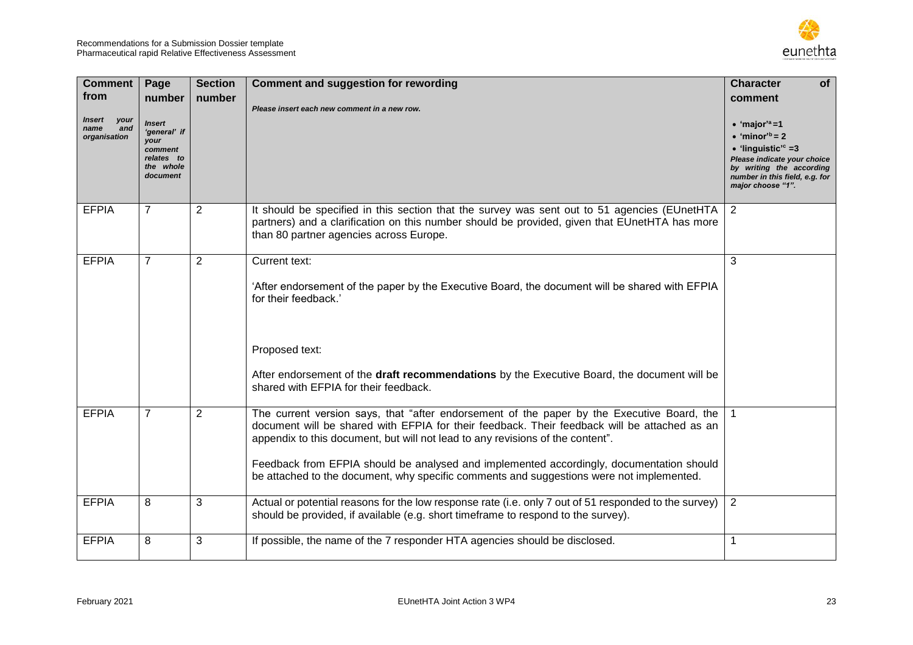| **Comment from** *Insert your name and organisation* | **Page number** *Insert 'general' if your comment relates to the whole document* | **Section number** | **Comment and suggestion for rewording** *Please insert each new comment in a new row.* | **Character of comment** • 'major'[a] =1 • 'minor'[b] = 2 • 'linguistic'[c] =3 *Please indicate your choice by writing the according number in this field, e.g. for major choose "1".* |
|---|---|---|---|---|
| EFPIA | 7 | 2 | It should be specified in this section that the survey was sent out to 51 agencies (EUnetHTA partners) and a clarification on this number should be provided, given that EUnetHTA has more than 80 partner agencies across Europe. | 2 |
| EFPIA | 7 | 2 | Current text: 'After endorsement of the paper by the Executive Board, the document will be shared with EFPIA for their feedback.' Proposed text: After endorsement of the **draft recommendations** by the Executive Board, the document will be shared with EFPIA for their feedback. | 3 |
| EFPIA | 7 | 2 | The current version says, that "after endorsement of the paper by the Executive Board, the document will be shared with EFPIA for their feedback. Their feedback will be attached as an appendix to this document, but will not lead to any revisions of the content". Feedback from EFPIA should be analysed and implemented accordingly, documentation should be attached to the document, why specific comments and suggestions were not implemented. | 1 |
| EFPIA | 8 | 3 | Actual or potential reasons for the low response rate (i.e. only 7 out of 51 responded to the survey) should be provided, if available (e.g. short timeframe to respond to the survey). | 2 |
| EFPIA | 8 | 3 | If possible, the name of the 7 responder HTA agencies should be disclosed. | 1 |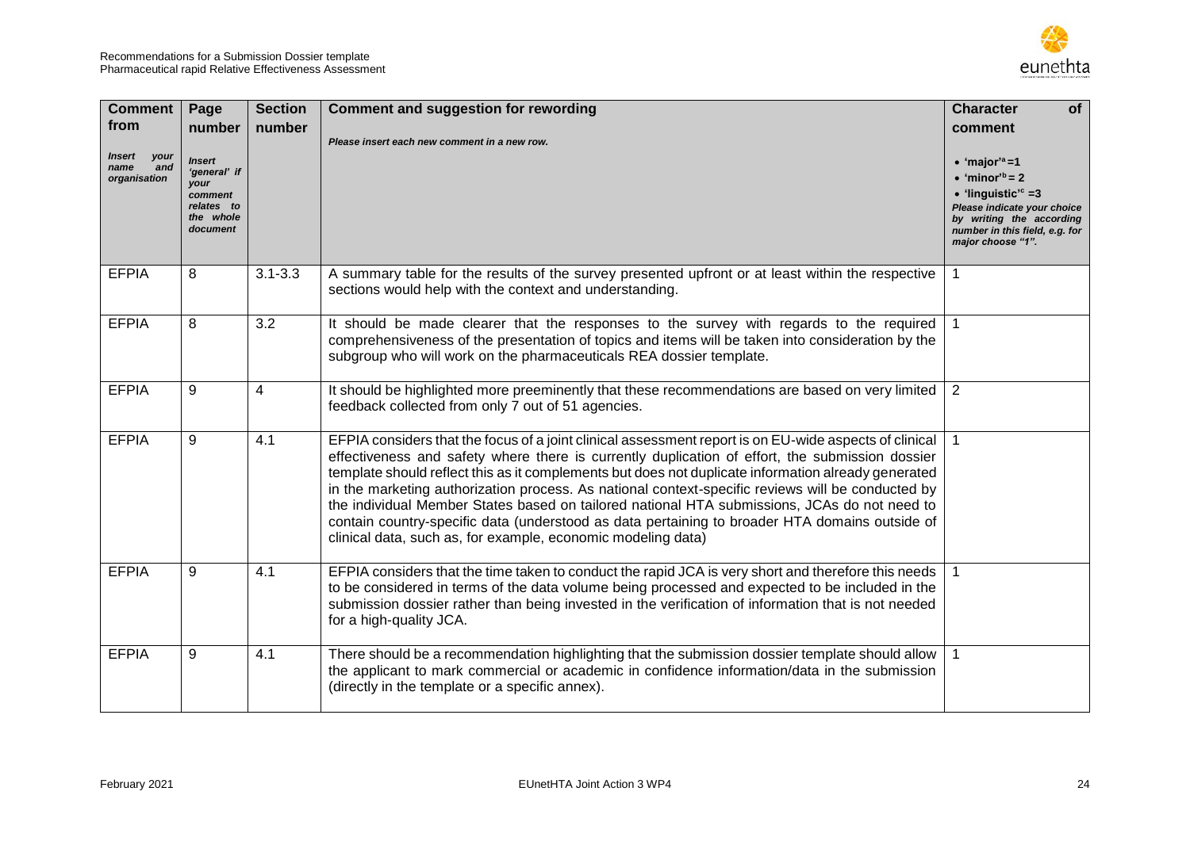| Comment from<br>*Insert your name and organisation* | Page number<br>*Insert 'general' if your comment relates to the whole document* | Section number | Comment and suggestion for rewording<br>*Please insert each new comment in a new row.* | Character of comment<br>• 'major'[a] =1<br>• 'minor'[b] = 2<br>• 'linguistic'[c] =3<br>*Please indicate your choice by writing the according number in this field, e.g. for major choose "1".* |
|---|---|---|---|---|
| EFPIA | 8 | 3.1-3.3 | A summary table for the results of the survey presented upfront or at least within the respective sections would help with the context and understanding. | 1 |
| EFPIA | 8 | 3.2 | It should be made clearer that the responses to the survey with regards to the required comprehensiveness of the presentation of topics and items will be taken into consideration by the subgroup who will work on the pharmaceuticals REA dossier template. | 1 |
| EFPIA | 9 | 4 | It should be highlighted more preeminently that these recommendations are based on very limited feedback collected from only 7 out of 51 agencies. | 2 |
| EFPIA | 9 | 4.1 | EFPIA considers that the focus of a joint clinical assessment report is on EU-wide aspects of clinical effectiveness and safety where there is currently duplication of effort, the submission dossier template should reflect this as it complements but does not duplicate information already generated in the marketing authorization process. As national context-specific reviews will be conducted by the individual Member States based on tailored national HTA submissions, JCAs do not need to contain country-specific data (understood as data pertaining to broader HTA domains outside of clinical data, such as, for example, economic modeling data) | 1 |
| EFPIA | 9 | 4.1 | EFPIA considers that the time taken to conduct the rapid JCA is very short and therefore this needs to be considered in terms of the data volume being processed and expected to be included in the submission dossier rather than being invested in the verification of information that is not needed for a high-quality JCA. | 1 |
| EFPIA | 9 | 4.1 | There should be a recommendation highlighting that the submission dossier template should allow the applicant to mark commercial or academic in confidence information/data in the submission (directly in the template or a specific annex). | 1 |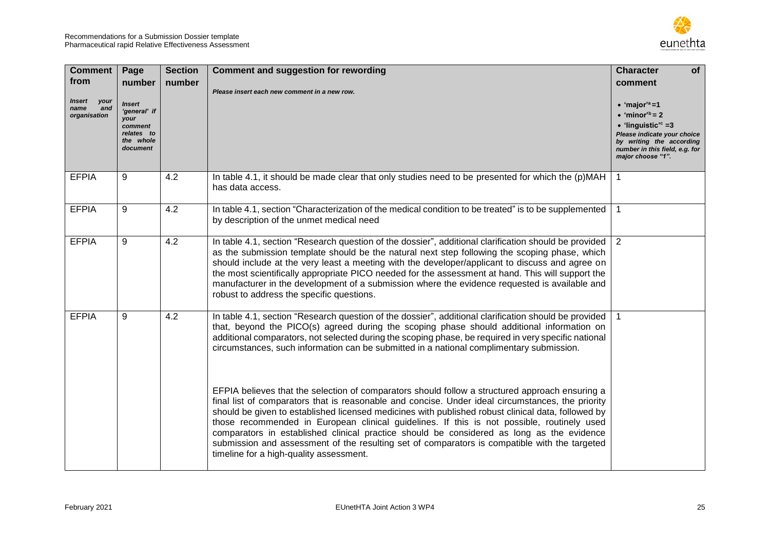| Comment from *Insert your name and organisation* | Page number *Insert 'general' if your comment relates to the whole document* | Section number | Comment and suggestion for rewording *Please insert each new comment in a new row.* | Character of comment • 'major'[a] =1 • 'minor'[b] = 2 • 'linguistic'[c] =3 *Please indicate your choice by writing the according number in this field, e.g. for major choose "1".* |
|---|---|---|---|---|
| EFPIA | 9 | 4.2 | In table 4.1, it should be made clear that only studies need to be presented for which the (p)MAH has data access. | 1 |
| EFPIA | 9 | 4.2 | In table 4.1, section "Characterization of the medical condition to be treated" is to be supplemented by description of the unmet medical need | 1 |
| EFPIA | 9 | 4.2 | In table 4.1, section "Research question of the dossier", additional clarification should be provided as the submission template should be the natural next step following the scoping phase, which should include at the very least a meeting with the developer/applicant to discuss and agree on the most scientifically appropriate PICO needed for the assessment at hand. This will support the manufacturer in the development of a submission where the evidence requested is available and robust to address the specific questions. | 2 |
| EFPIA | 9 | 4.2 | In table 4.1, section "Research question of the dossier", additional clarification should be provided that, beyond the PICO(s) agreed during the scoping phase should additional information on additional comparators, not selected during the scoping phase, be required in very specific national circumstances, such information can be submitted in a national complimentary submission.<br><br>EFPIA believes that the selection of comparators should follow a structured approach ensuring a final list of comparators that is reasonable and concise. Under ideal circumstances, the priority should be given to established licensed medicines with published robust clinical data, followed by those recommended in European clinical guidelines. If this is not possible, routinely used comparators in established clinical practice should be considered as long as the evidence submission and assessment of the resulting set of comparators is compatible with the targeted timeline for a high-quality assessment. | 1 |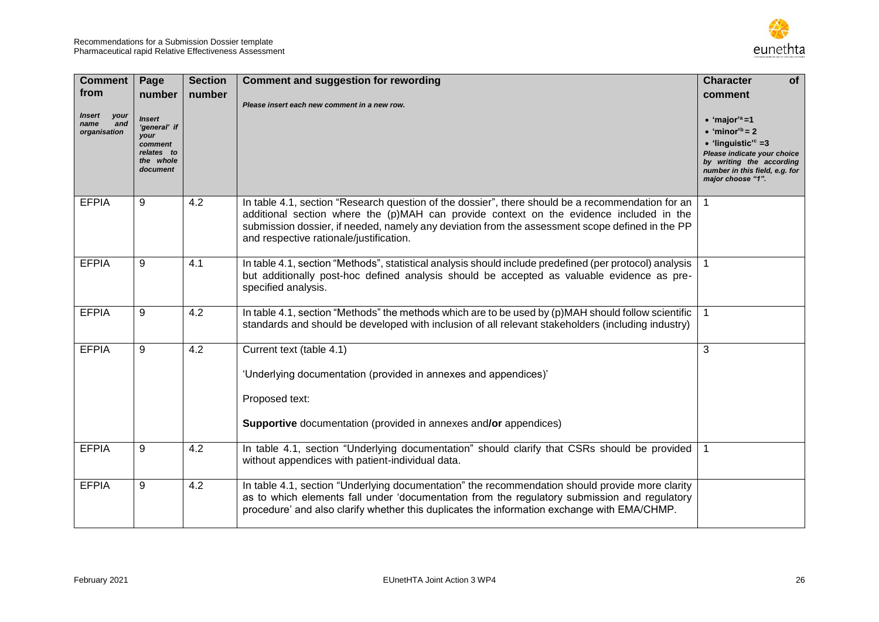| Comment from *Insert your name and organisation* | Page number *Insert 'general' if your comment relates to the whole document* | Section number | Comment and suggestion for rewording *Please insert each new comment in a new row.* | Character of comment • 'major'[a] =1 • 'minor'[b] = 2 • 'linguistic'[c] =3 *Please indicate your choice by writing the according number in this field, e.g. for major choose "1".* |
|---|---|---|---|---|
| EFPIA | 9 | 4.2 | In table 4.1, section "Research question of the dossier", there should be a recommendation for an additional section where the (p)MAH can provide context on the evidence included in the submission dossier, if needed, namely any deviation from the assessment scope defined in the PP and respective rationale/justification. | 1 |
| EFPIA | 9 | 4.1 | In table 4.1, section "Methods", statistical analysis should include predefined (per protocol) analysis but additionally post-hoc defined analysis should be accepted as valuable evidence as pre-specified analysis. | 1 |
| EFPIA | 9 | 4.2 | In table 4.1, section "Methods" the methods which are to be used by (p)MAH should follow scientific standards and should be developed with inclusion of all relevant stakeholders (including industry) | 1 |
| EFPIA | 9 | 4.2 | Current text (table 4.1)<br><br>'Underlying documentation (provided in annexes and appendices)'<br><br>Proposed text:<br><br>**Supportive** documentation (provided in annexes and**/or** appendices) | 3 |
| EFPIA | 9 | 4.2 | In table 4.1, section "Underlying documentation" should clarify that CSRs should be provided without appendices with patient-individual data. | 1 |
| EFPIA | 9 | 4.2 | In table 4.1, section "Underlying documentation" the recommendation should provide more clarity as to which elements fall under 'documentation from the regulatory submission and regulatory procedure' and also clarify whether this duplicates the information exchange with EMA/CHMP. | |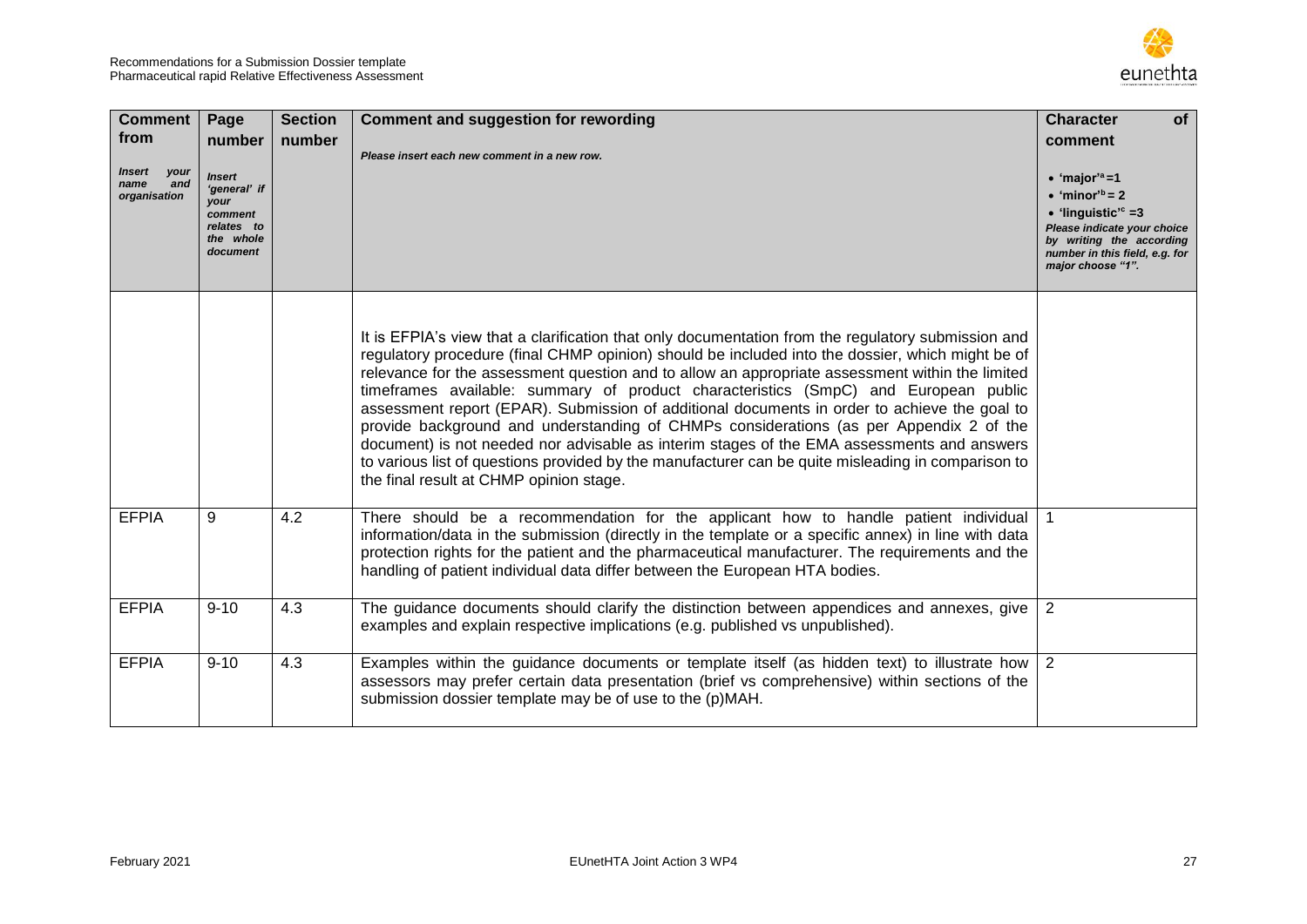| **Comment from** *Insert your name and organisation* | **Page number** *Insert 'general' if your comment relates to the whole document* | **Section number** | **Comment and suggestion for rewording** *Please insert each new comment in a new row.* | **Character of comment** • **'major'[a] =1** • **'minor'[b] = 2** • **'linguistic'[c] =3** *Please indicate your choice by writing the according number in this field, e.g. for major choose "1".* |
|---|---|---|---|---|
| | | | It is EFPIA's view that a clarification that only documentation from the regulatory submission and regulatory procedure (final CHMP opinion) should be included into the dossier, which might be of relevance for the assessment question and to allow an appropriate assessment within the limited timeframes available: summary of product characteristics (SmpC) and European public assessment report (EPAR). Submission of additional documents in order to achieve the goal to provide background and understanding of CHMPs considerations (as per Appendix 2 of the document) is not needed nor advisable as interim stages of the EMA assessments and answers to various list of questions provided by the manufacturer can be quite misleading in comparison to the final result at CHMP opinion stage. | |
| EFPIA | 9 | 4.2 | There should be a recommendation for the applicant how to handle patient individual information/data in the submission (directly in the template or a specific annex) in line with data protection rights for the patient and the pharmaceutical manufacturer. The requirements and the handling of patient individual data differ between the European HTA bodies. | 1 |
| EFPIA | 9-10 | 4.3 | The guidance documents should clarify the distinction between appendices and annexes, give examples and explain respective implications (e.g. published vs unpublished). | 2 |
| EFPIA | 9-10 | 4.3 | Examples within the guidance documents or template itself (as hidden text) to illustrate how assessors may prefer certain data presentation (brief vs comprehensive) within sections of the submission dossier template may be of use to the (p)MAH. | 2 |